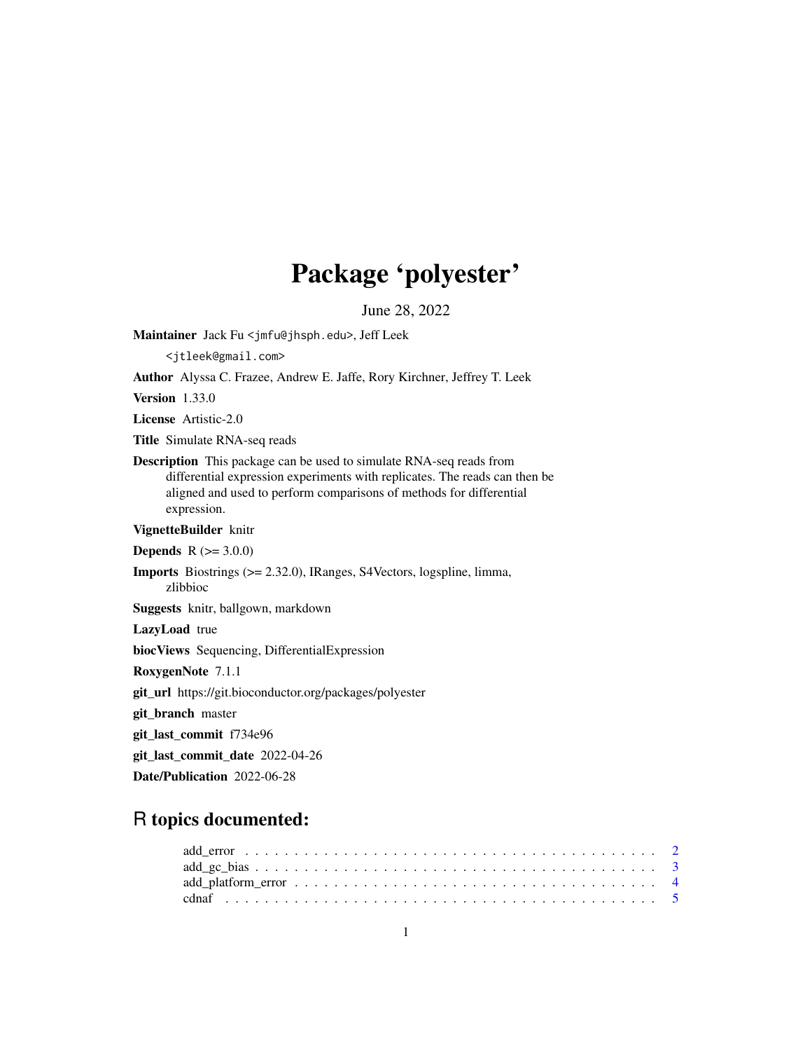# Package 'polyester'

June 28, 2022

**Maintainer** Jack Fu <jmfu@jhsph.edu>, Jeff Leek <jtleek@gmail.com>

**Author** Alyssa C. Frazee, Andrew E. Jaffe, Rory Kirchner, Jeffrey T. Leek

**Version** 1.33.0

**License** Artistic-2.0

**Title** Simulate RNA-seq reads

**Description** This package can be used to simulate RNA-seq reads from differential expression experiments with replicates. The reads can then be aligned and used to perform comparisons of methods for differential expression.

**VignetteBuilder** knitr

**Depends** R (>= 3.0.0)

**Imports** Biostrings (>= 2.32.0), IRanges, S4Vectors, logspline, limma, zlibbioc

**Suggests** knitr, ballgown, markdown

**LazyLoad** true

**biocViews** Sequencing, DifferentialExpression

**RoxygenNote** 7.1.1

**git_url** https://git.bioconductor.org/packages/polyester

**git_branch** master

**git_last_commit** f734e96

**git_last_commit_date** 2022-04-26

**Date/Publication** 2022-06-28

## R topics documented:

- add_error . . . . . . . . . . . . . . . . . . . . . . . . . . . . . . . . . . . . . . . . . 2
- add_gc_bias . . . . . . . . . . . . . . . . . . . . . . . . . . . . . . . . . . . . . . . . 3
- add_platform_error . . . . . . . . . . . . . . . . . . . . . . . . . . . . . . . . . . . . 4
- cdnaf . . . . . . . . . . . . . . . . . . . . . . . . . . . . . . . . . . . . . . . . . . . . 5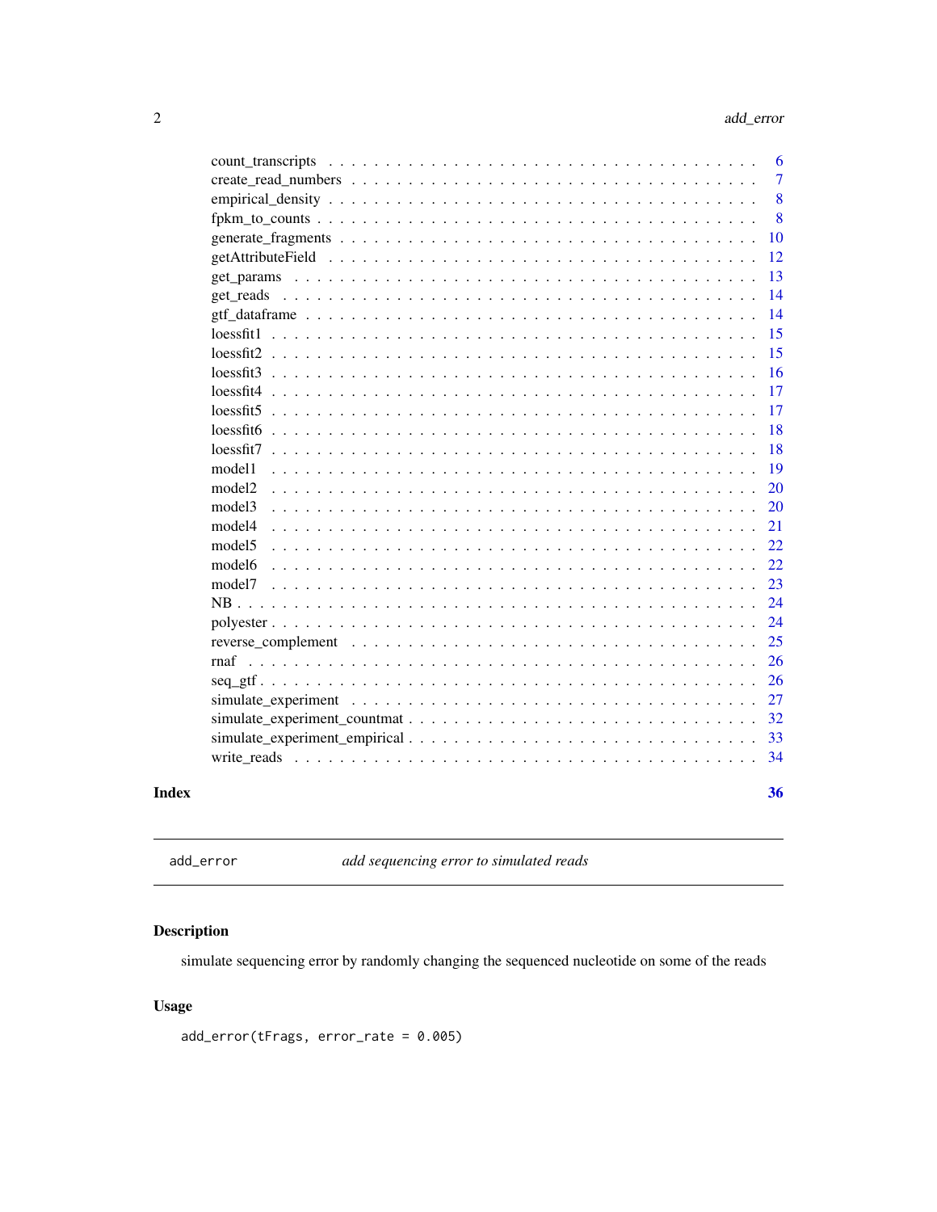| | |
|---|---|
| count_transcripts | 6 |
| create_read_numbers | 7 |
| empirical_density | 8 |
| fpkm_to_counts | 8 |
| generate_fragments | 10 |
| getAttributeField | 12 |
| get_params | 13 |
| get_reads | 14 |
| gtf_dataframe | 14 |
| loessfit1 | 15 |
| loessfit2 | 15 |
| loessfit3 | 16 |
| loessfit4 | 17 |
| loessfit5 | 17 |
| loessfit6 | 18 |
| loessfit7 | 18 |
| model1 | 19 |
| model2 | 20 |
| model3 | 20 |
| model4 | 21 |
| model5 | 22 |
| model6 | 22 |
| model7 | 23 |
| NB | 24 |
| polyester | 24 |
| reverse_complement | 25 |
| rnaf | 26 |
| seq_gtf | 26 |
| simulate_experiment | 27 |
| simulate_experiment_countmat | 32 |
| simulate_experiment_empirical | 33 |
| write_reads | 34 |

**Index** 36

---

`add_error` *add sequencing error to simulated reads*

## Description

simulate sequencing error by randomly changing the sequenced nucleotide on some of the reads

## Usage

```
add_error(tFrags, error_rate = 0.005)
```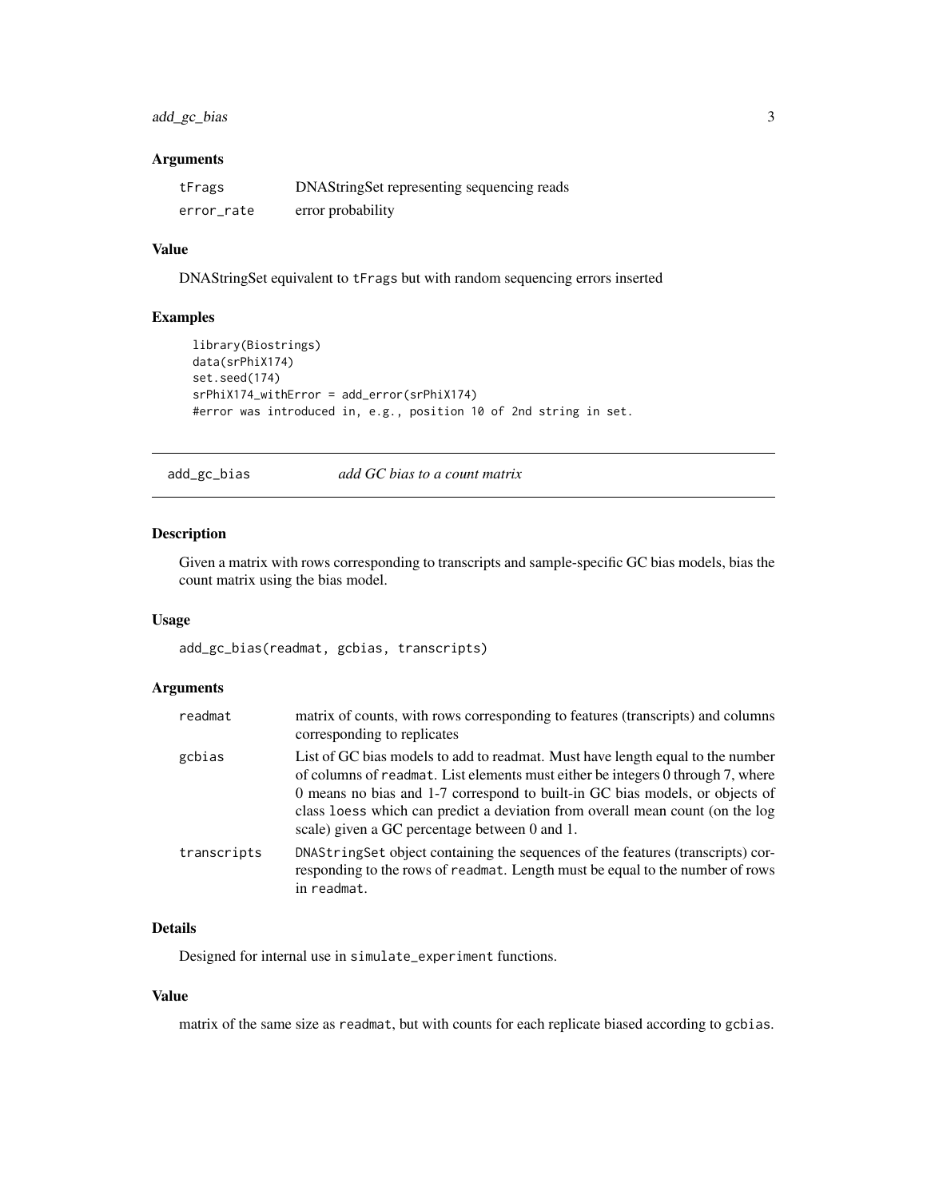### Arguments

| | |
|---|---|
| tFrags | DNAStringSet representing sequencing reads |
| error_rate | error probability |

### Value

DNAStringSet equivalent to tFrags but with random sequencing errors inserted

### Examples

```
library(Biostrings)
data(srPhiX174)
set.seed(174)
srPhiX174_withError = add_error(srPhiX174)
#error was introduced in, e.g., position 10 of 2nd string in set.
```

---

## add_gc_bias *add GC bias to a count matrix*

---

### Description

Given a matrix with rows corresponding to transcripts and sample-specific GC bias models, bias the count matrix using the bias model.

### Usage

```
add_gc_bias(readmat, gcbias, transcripts)
```

### Arguments

| | |
|---|---|
| readmat | matrix of counts, with rows corresponding to features (transcripts) and columns corresponding to replicates |
| gcbias | List of GC bias models to add to readmat. Must have length equal to the number of columns of readmat. List elements must either be integers 0 through 7, where 0 means no bias and 1-7 correspond to built-in GC bias models, or objects of class loess which can predict a deviation from overall mean count (on the log scale) given a GC percentage between 0 and 1. |
| transcripts | DNAStringSet object containing the sequences of the features (transcripts) corresponding to the rows of readmat. Length must be equal to the number of rows in readmat. |

### Details

Designed for internal use in simulate_experiment functions.

### Value

matrix of the same size as readmat, but with counts for each replicate biased according to gcbias.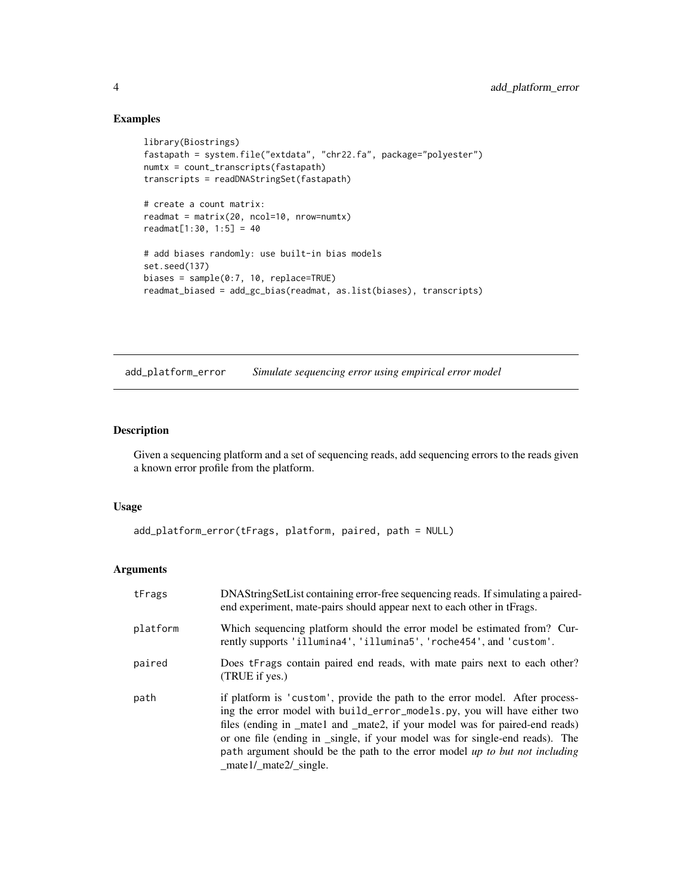## Examples

```
library(Biostrings)
fastapath = system.file("extdata", "chr22.fa", package="polyester")
numtx = count_transcripts(fastapath)
transcripts = readDNAStringSet(fastapath)

# create a count matrix:
readmat = matrix(20, ncol=10, nrow=numtx)
readmat[1:30, 1:5] = 40

# add biases randomly: use built-in bias models
set.seed(137)
biases = sample(0:7, 10, replace=TRUE)
readmat_biased = add_gc_bias(readmat, as.list(biases), transcripts)
```

---

# add_platform_error — *Simulate sequencing error using empirical error model*

---

## Description

Given a sequencing platform and a set of sequencing reads, add sequencing errors to the reads given a known error profile from the platform.

## Usage

```
add_platform_error(tFrags, platform, paired, path = NULL)
```

## Arguments

| | |
|---|---|
| tFrags | DNAStringSetList containing error-free sequencing reads. If simulating a paired-end experiment, mate-pairs should appear next to each other in tFrags. |
| platform | Which sequencing platform should the error model be estimated from? Currently supports 'illumina4', 'illumina5', 'roche454', and 'custom'. |
| paired | Does tFrags contain paired end reads, with mate pairs next to each other? (TRUE if yes.) |
| path | if platform is 'custom', provide the path to the error model. After processing the error model with build_error_models.py, you will have either two files (ending in _mate1 and _mate2, if your model was for paired-end reads) or one file (ending in _single, if your model was for single-end reads). The path argument should be the path to the error model *up to but not including* _mate1/_mate2/_single. |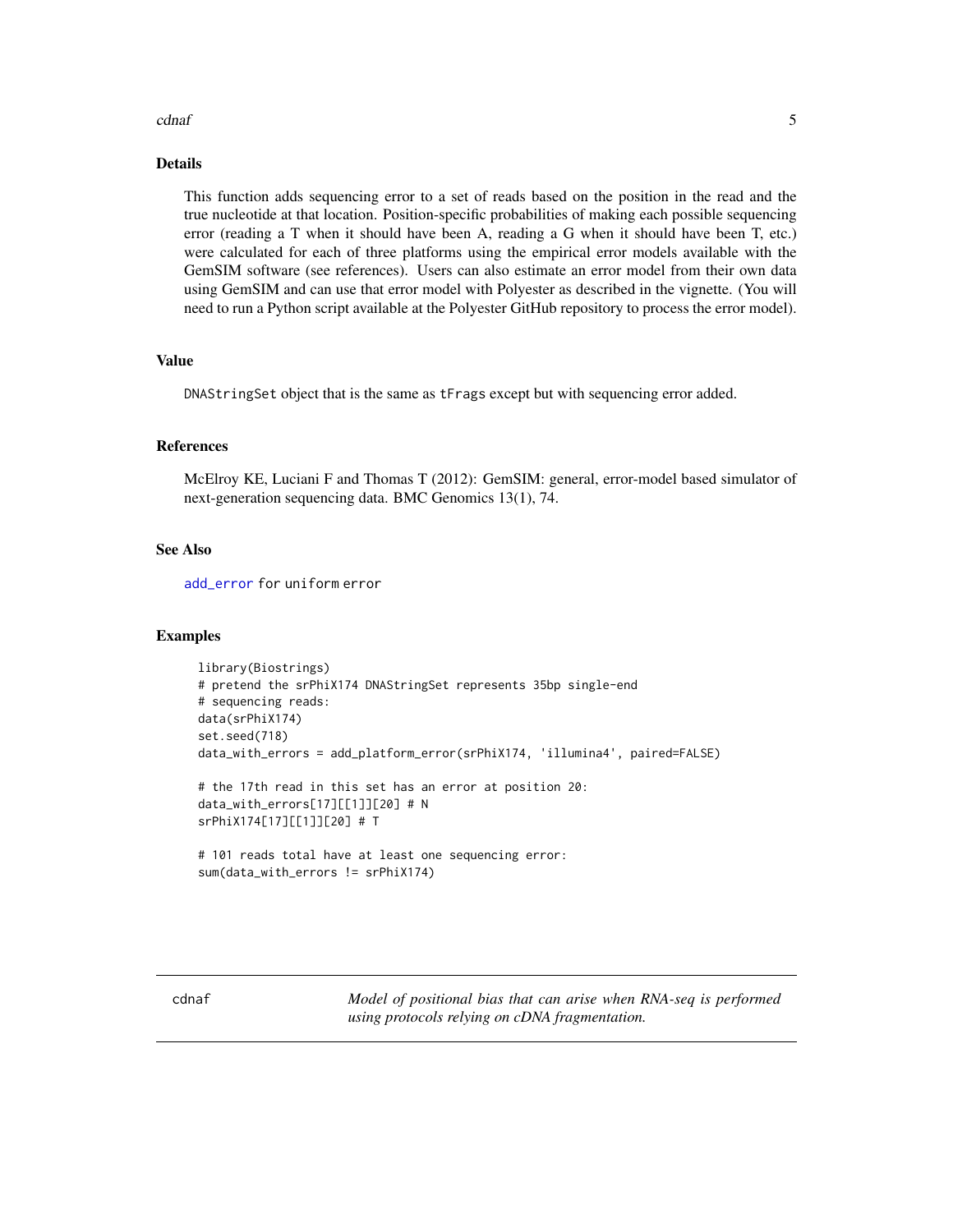### Details

This function adds sequencing error to a set of reads based on the position in the read and the true nucleotide at that location. Position-specific probabilities of making each possible sequencing error (reading a T when it should have been A, reading a G when it should have been T, etc.) were calculated for each of three platforms using the empirical error models available with the GemSIM software (see references). Users can also estimate an error model from their own data using GemSIM and can use that error model with Polyester as described in the vignette. (You will need to run a Python script available at the Polyester GitHub repository to process the error model).

### Value

`DNAStringSet` object that is the same as `tFrags` except but with sequencing error added.

### References

McElroy KE, Luciani F and Thomas T (2012): GemSIM: general, error-model based simulator of next-generation sequencing data. BMC Genomics 13(1), 74.

### See Also

`add_error` for uniform error

### Examples

```
library(Biostrings)
# pretend the srPhiX174 DNAStringSet represents 35bp single-end
# sequencing reads:
data(srPhiX174)
set.seed(718)
data_with_errors = add_platform_error(srPhiX174, 'illumina4', paired=FALSE)

# the 17th read in this set has an error at position 20:
data_with_errors[17][[1]][20] # N
srPhiX174[17][[1]][20] # T

# 101 reads total have at least one sequencing error:
sum(data_with_errors != srPhiX174)
```

---

## cdnaf — *Model of positional bias that can arise when RNA-seq is performed using protocols relying on cDNA fragmentation.*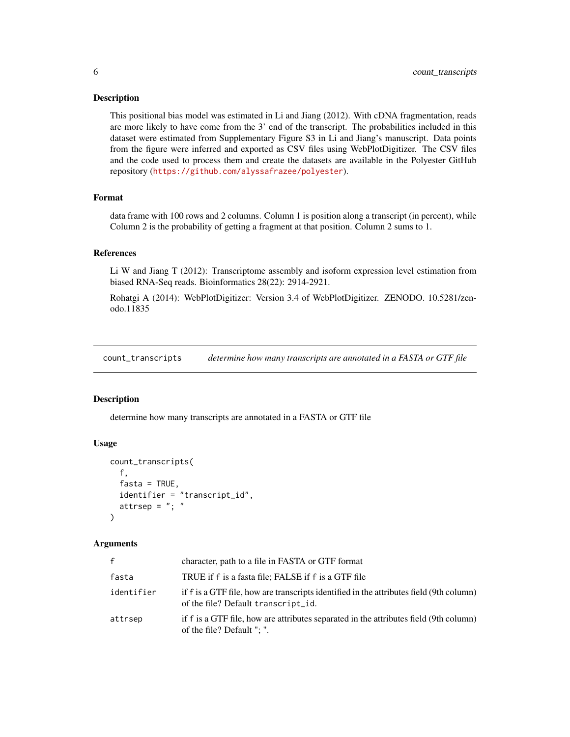## Description

This positional bias model was estimated in Li and Jiang (2012). With cDNA fragmentation, reads are more likely to have come from the 3' end of the transcript. The probabilities included in this dataset were estimated from Supplementary Figure S3 in Li and Jiang's manuscript. Data points from the figure were inferred and exported as CSV files using WebPlotDigitizer. The CSV files and the code used to process them and create the datasets are available in the Polyester GitHub repository (https://github.com/alyssafrazee/polyester).

## Format

data frame with 100 rows and 2 columns. Column 1 is position along a transcript (in percent), while Column 2 is the probability of getting a fragment at that position. Column 2 sums to 1.

## References

Li W and Jiang T (2012): Transcriptome assembly and isoform expression level estimation from biased RNA-Seq reads. Bioinformatics 28(22): 2914-2921.

Rohatgi A (2014): WebPlotDigitizer: Version 3.4 of WebPlotDigitizer. ZENODO. 10.5281/zenodo.11835

---

# count_transcripts — *determine how many transcripts are annotated in a FASTA or GTF file*

## Description

determine how many transcripts are annotated in a FASTA or GTF file

## Usage

```
count_transcripts(
  f,
  fasta = TRUE,
  identifier = "transcript_id",
  attrsep = "; "
)
```

## Arguments

| | |
|---|---|
| `f` | character, path to a file in FASTA or GTF format |
| `fasta` | TRUE if `f` is a fasta file; FALSE if `f` is a GTF file |
| `identifier` | if `f` is a GTF file, how are transcripts identified in the attributes field (9th column) of the file? Default `transcript_id`. |
| `attrsep` | if `f` is a GTF file, how are attributes separated in the attributes field (9th column) of the file? Default "; ". |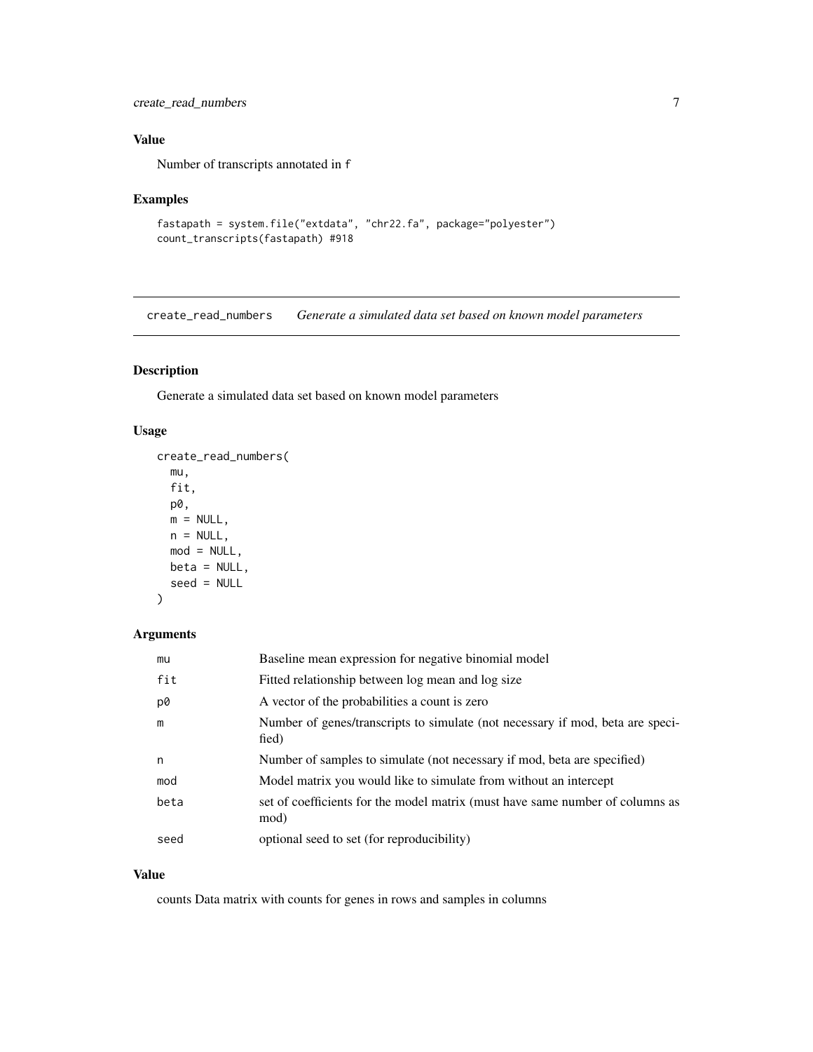## Value

Number of transcripts annotated in f

## Examples

```
fastapath = system.file("extdata", "chr22.fa", package="polyester")
count_transcripts(fastapath) #918
```

---

# create_read_numbers *Generate a simulated data set based on known model parameters*

---

## Description

Generate a simulated data set based on known model parameters

## Usage

```
create_read_numbers(
  mu,
  fit,
  p0,
  m = NULL,
  n = NULL,
  mod = NULL,
  beta = NULL,
  seed = NULL
)
```

## Arguments

| | |
|---|---|
| mu | Baseline mean expression for negative binomial model |
| fit | Fitted relationship between log mean and log size |
| p0 | A vector of the probabilities a count is zero |
| m | Number of genes/transcripts to simulate (not necessary if mod, beta are specified) |
| n | Number of samples to simulate (not necessary if mod, beta are specified) |
| mod | Model matrix you would like to simulate from without an intercept |
| beta | set of coefficients for the model matrix (must have same number of columns as mod) |
| seed | optional seed to set (for reproducibility) |

## Value

counts Data matrix with counts for genes in rows and samples in columns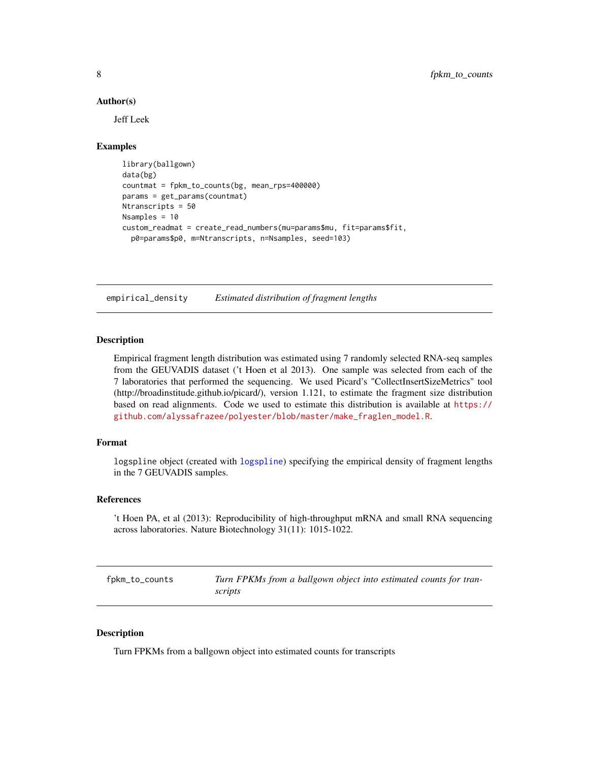### Author(s)

Jeff Leek

### Examples

```
library(ballgown)
data(bg)
countmat = fpkm_to_counts(bg, mean_rps=400000)
params = get_params(countmat)
Ntranscripts = 50
Nsamples = 10
custom_readmat = create_read_numbers(mu=params$mu, fit=params$fit,
  p0=params$p0, m=Ntranscripts, n=Nsamples, seed=103)
```

---

## empirical_density — *Estimated distribution of fragment lengths*

### Description

Empirical fragment length distribution was estimated using 7 randomly selected RNA-seq samples from the GEUVADIS dataset ('t Hoen et al 2013). One sample was selected from each of the 7 laboratories that performed the sequencing. We used Picard's "CollectInsertSizeMetrics" tool (http://broadinstitute.github.io/picard/), version 1.121, to estimate the fragment size distribution based on read alignments. Code we used to estimate this distribution is available at https://github.com/alyssafrazee/polyester/blob/master/make_fraglen_model.R.

### Format

`logspline` object (created with `logspline`) specifying the empirical density of fragment lengths in the 7 GEUVADIS samples.

### References

't Hoen PA, et al (2013): Reproducibility of high-throughput mRNA and small RNA sequencing across laboratories. Nature Biotechnology 31(11): 1015-1022.

---

## fpkm_to_counts — *Turn FPKMs from a ballgown object into estimated counts for transcripts*

### Description

Turn FPKMs from a ballgown object into estimated counts for transcripts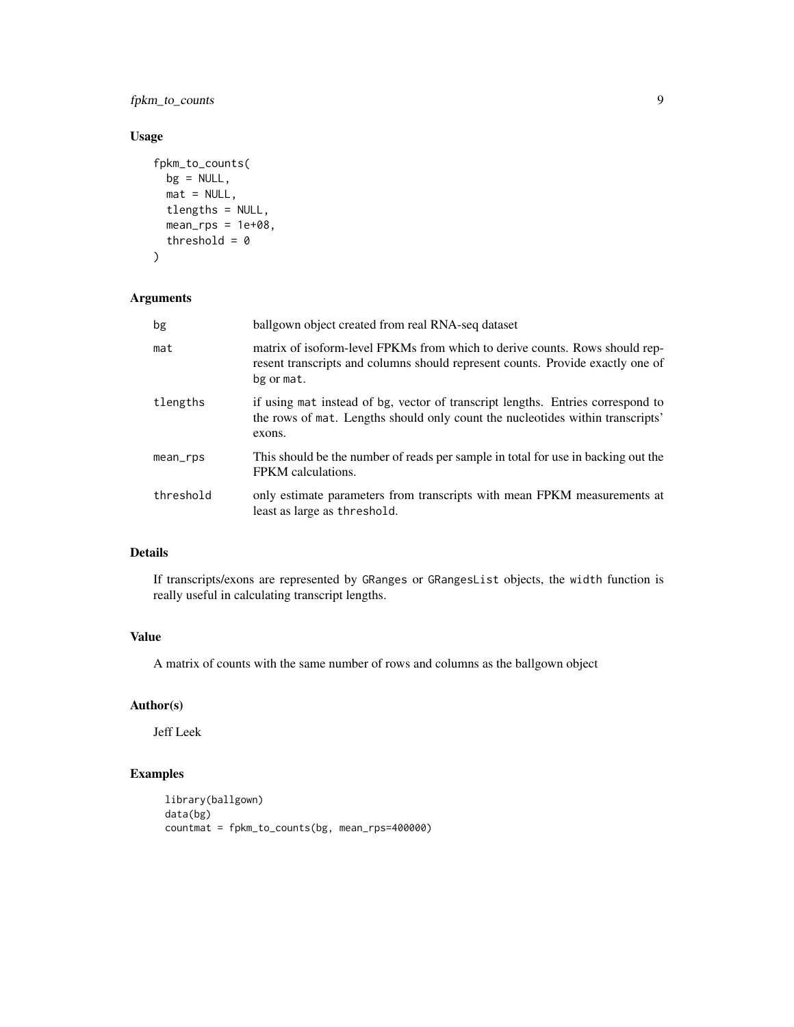## Usage

```
fpkm_to_counts(
  bg = NULL,
  mat = NULL,
  tlengths = NULL,
  mean_rps = 1e+08,
  threshold = 0
)
```

## Arguments

| | |
|---|---|
| bg | ballgown object created from real RNA-seq dataset |
| mat | matrix of isoform-level FPKMs from which to derive counts. Rows should represent transcripts and columns should represent counts. Provide exactly one of bg or mat. |
| tlengths | if using mat instead of bg, vector of transcript lengths. Entries correspond to the rows of mat. Lengths should only count the nucleotides within transcripts' exons. |
| mean_rps | This should be the number of reads per sample in total for use in backing out the FPKM calculations. |
| threshold | only estimate parameters from transcripts with mean FPKM measurements at least as large as threshold. |

## Details

If transcripts/exons are represented by GRanges or GRangesList objects, the width function is really useful in calculating transcript lengths.

## Value

A matrix of counts with the same number of rows and columns as the ballgown object

## Author(s)

Jeff Leek

## Examples

```
library(ballgown)
data(bg)
countmat = fpkm_to_counts(bg, mean_rps=400000)
```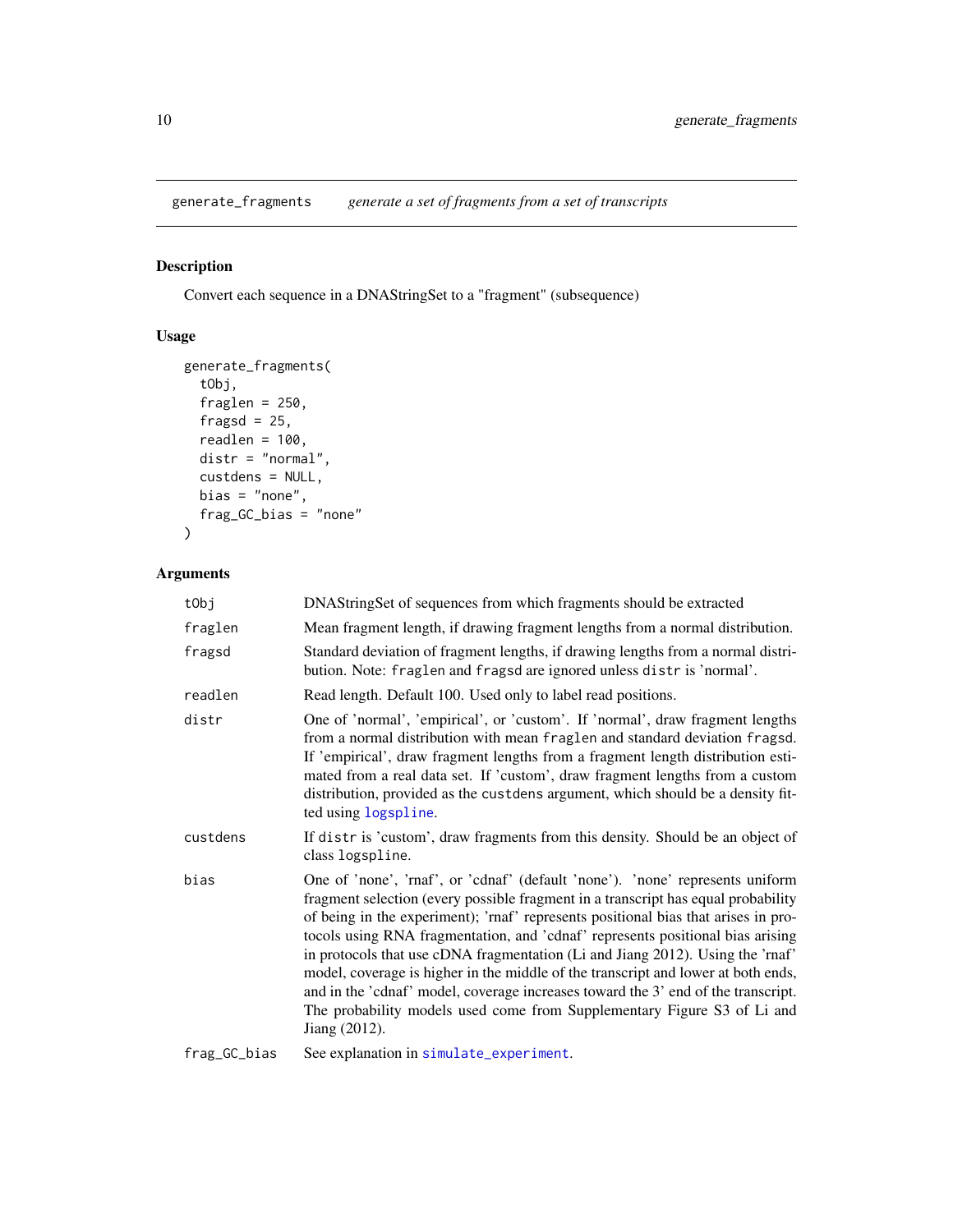generate_fragments *generate a set of fragments from a set of transcripts*

## Description

Convert each sequence in a DNAStringSet to a "fragment" (subsequence)

## Usage

```
generate_fragments(
  tObj,
  fraglen = 250,
  fragsd = 25,
  readlen = 100,
  distr = "normal",
  custdens = NULL,
  bias = "none",
  frag_GC_bias = "none"
)
```

## Arguments

| | |
|---|---|
| tObj | DNAStringSet of sequences from which fragments should be extracted |
| fraglen | Mean fragment length, if drawing fragment lengths from a normal distribution. |
| fragsd | Standard deviation of fragment lengths, if drawing lengths from a normal distribution. Note: `fraglen` and `fragsd` are ignored unless `distr` is 'normal'. |
| readlen | Read length. Default 100. Used only to label read positions. |
| distr | One of 'normal', 'empirical', or 'custom'. If 'normal', draw fragment lengths from a normal distribution with mean `fraglen` and standard deviation `fragsd`. If 'empirical', draw fragment lengths from a fragment length distribution estimated from a real data set. If 'custom', draw fragment lengths from a custom distribution, provided as the `custdens` argument, which should be a density fitted using `logspline`. |
| custdens | If `distr` is 'custom', draw fragments from this density. Should be an object of class `logspline`. |
| bias | One of 'none', 'rnaf', or 'cdnaf' (default 'none'). 'none' represents uniform fragment selection (every possible fragment in a transcript has equal probability of being in the experiment); 'rnaf' represents positional bias that arises in protocols using RNA fragmentation, and 'cdnaf' represents positional bias arising in protocols that use cDNA fragmentation (Li and Jiang 2012). Using the 'rnaf' model, coverage is higher in the middle of the transcript and lower at both ends, and in the 'cdnaf' model, coverage increases toward the 3' end of the transcript. The probability models used come from Supplementary Figure S3 of Li and Jiang (2012). |
| frag_GC_bias | See explanation in `simulate_experiment`. |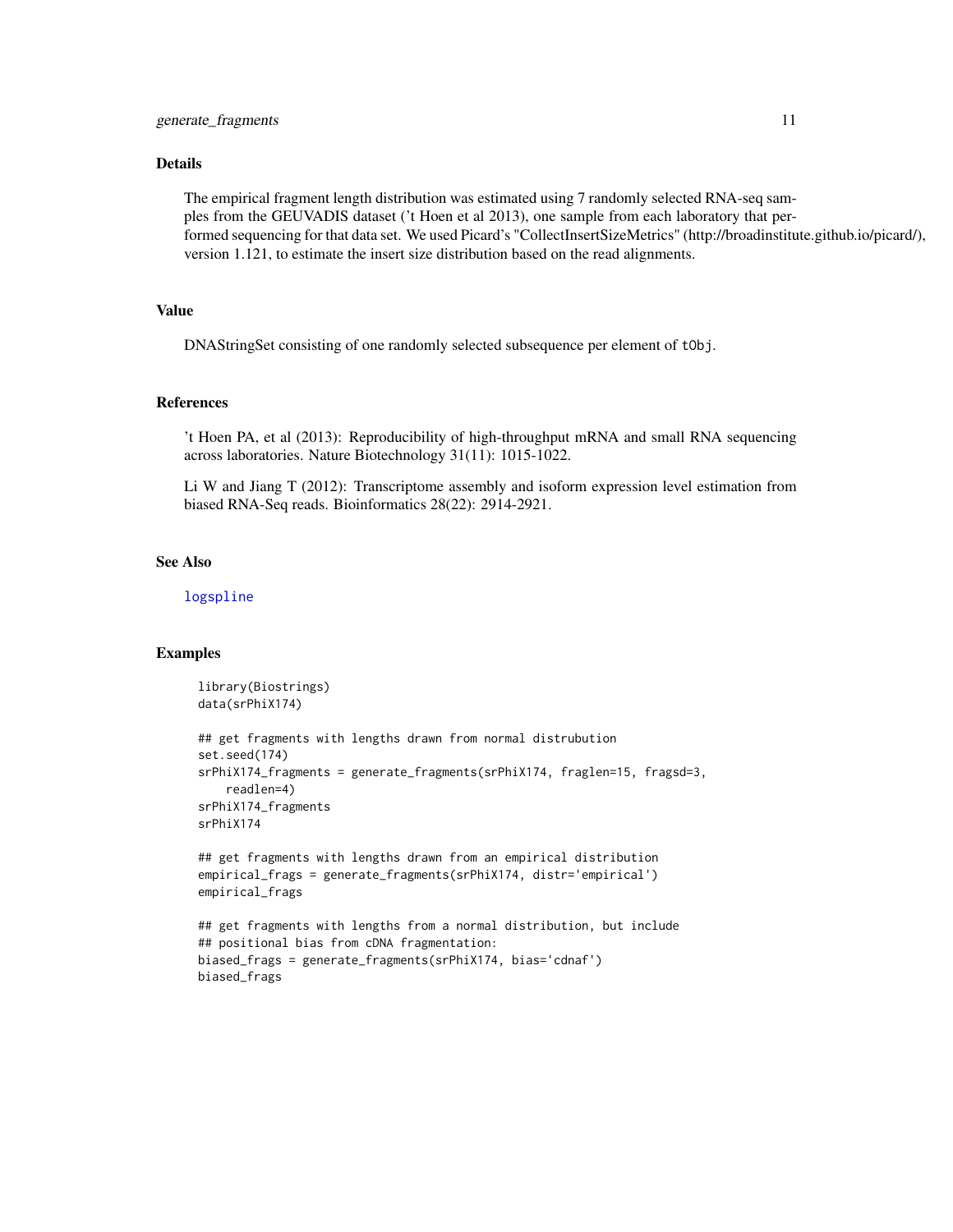## Details

The empirical fragment length distribution was estimated using 7 randomly selected RNA-seq samples from the GEUVADIS dataset ('t Hoen et al 2013), one sample from each laboratory that performed sequencing for that data set. We used Picard's "CollectInsertSizeMetrics" (http://broadinstitute.github.io/picard/), version 1.121, to estimate the insert size distribution based on the read alignments.

## Value

DNAStringSet consisting of one randomly selected subsequence per element of `tObj`.

## References

't Hoen PA, et al (2013): Reproducibility of high-throughput mRNA and small RNA sequencing across laboratories. Nature Biotechnology 31(11): 1015-1022.

Li W and Jiang T (2012): Transcriptome assembly and isoform expression level estimation from biased RNA-Seq reads. Bioinformatics 28(22): 2914-2921.

## See Also

logspline

## Examples

```
library(Biostrings)
data(srPhiX174)

## get fragments with lengths drawn from normal distrubution
set.seed(174)
srPhiX174_fragments = generate_fragments(srPhiX174, fraglen=15, fragsd=3,
    readlen=4)
srPhiX174_fragments
srPhiX174

## get fragments with lengths drawn from an empirical distribution
empirical_frags = generate_fragments(srPhiX174, distr='empirical')
empirical_frags

## get fragments with lengths from a normal distribution, but include
## positional bias from cDNA fragmentation:
biased_frags = generate_fragments(srPhiX174, bias='cdnaf')
biased_frags
```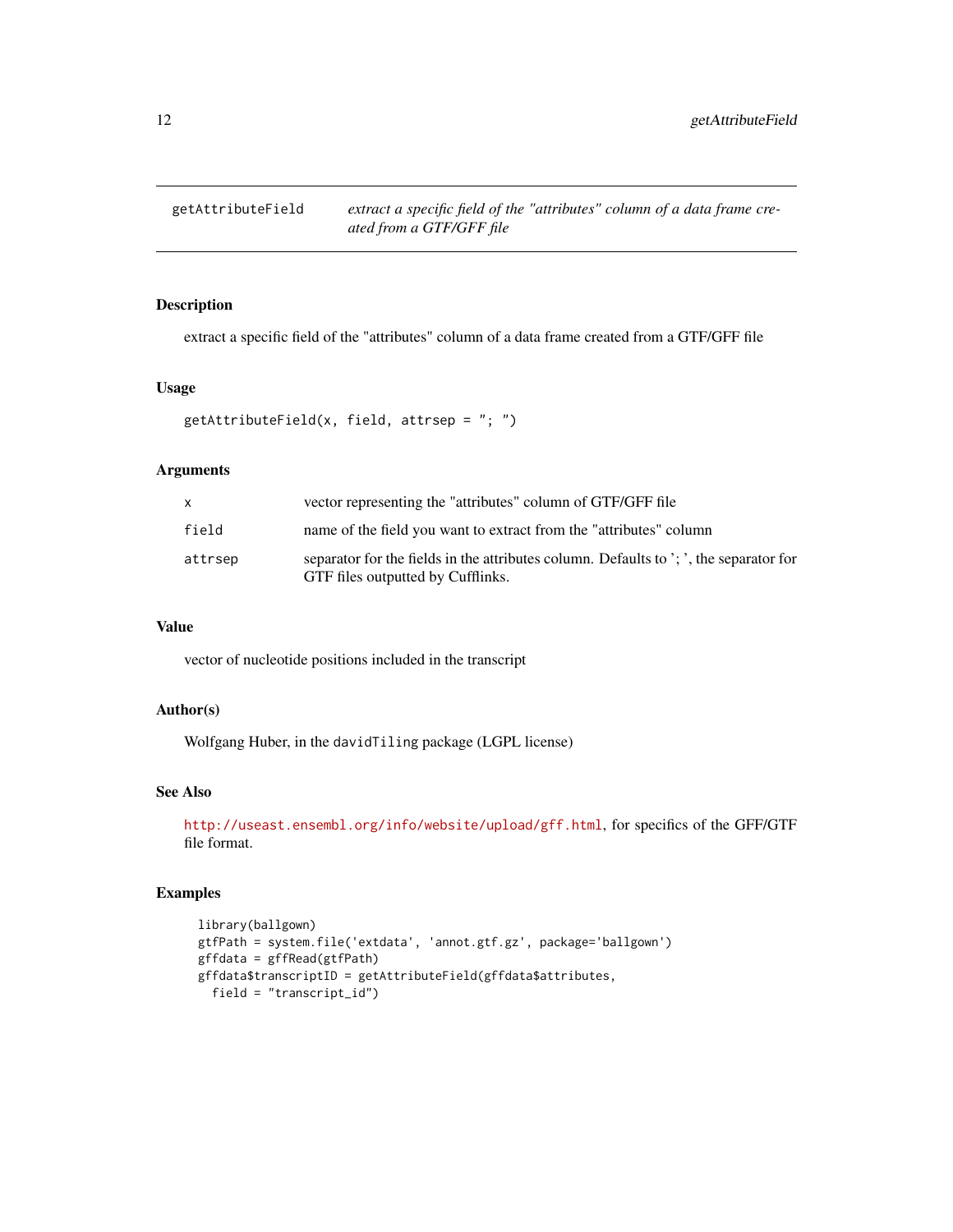## getAttributeField — *extract a specific field of the "attributes" column of a data frame created from a GTF/GFF file*

### Description

extract a specific field of the "attributes" column of a data frame created from a GTF/GFF file

### Usage

```
getAttributeField(x, field, attrsep = "; ")
```

### Arguments

| | |
|---|---|
| x | vector representing the "attributes" column of GTF/GFF file |
| field | name of the field you want to extract from the "attributes" column |
| attrsep | separator for the fields in the attributes column. Defaults to '; ', the separator for GTF files outputted by Cufflinks. |

### Value

vector of nucleotide positions included in the transcript

### Author(s)

Wolfgang Huber, in the `davidTiling` package (LGPL license)

### See Also

http://useast.ensembl.org/info/website/upload/gff.html, for specifics of the GFF/GTF file format.

### Examples

```
library(ballgown)
gtfPath = system.file('extdata', 'annot.gtf.gz', package='ballgown')
gffdata = gffRead(gtfPath)
gffdata$transcriptID = getAttributeField(gffdata$attributes,
  field = "transcript_id")
```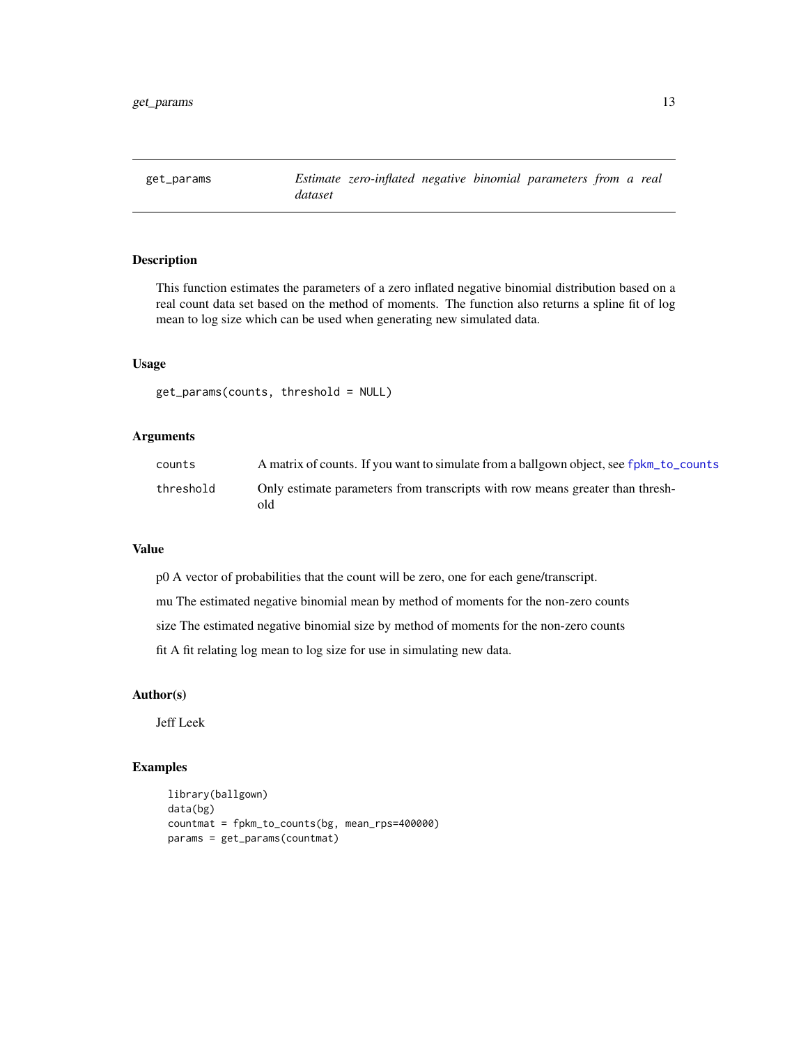# get_params — *Estimate zero-inflated negative binomial parameters from a real dataset*

## Description

This function estimates the parameters of a zero inflated negative binomial distribution based on a real count data set based on the method of moments. The function also returns a spline fit of log mean to log size which can be used when generating new simulated data.

## Usage

```
get_params(counts, threshold = NULL)
```

## Arguments

| | |
|---|---|
| counts | A matrix of counts. If you want to simulate from a ballgown object, see fpkm_to_counts |
| threshold | Only estimate parameters from transcripts with row means greater than threshold |

## Value

p0 A vector of probabilities that the count will be zero, one for each gene/transcript.

mu The estimated negative binomial mean by method of moments for the non-zero counts

size The estimated negative binomial size by method of moments for the non-zero counts

fit A fit relating log mean to log size for use in simulating new data.

## Author(s)

Jeff Leek

## Examples

```
library(ballgown)
data(bg)
countmat = fpkm_to_counts(bg, mean_rps=400000)
params = get_params(countmat)
```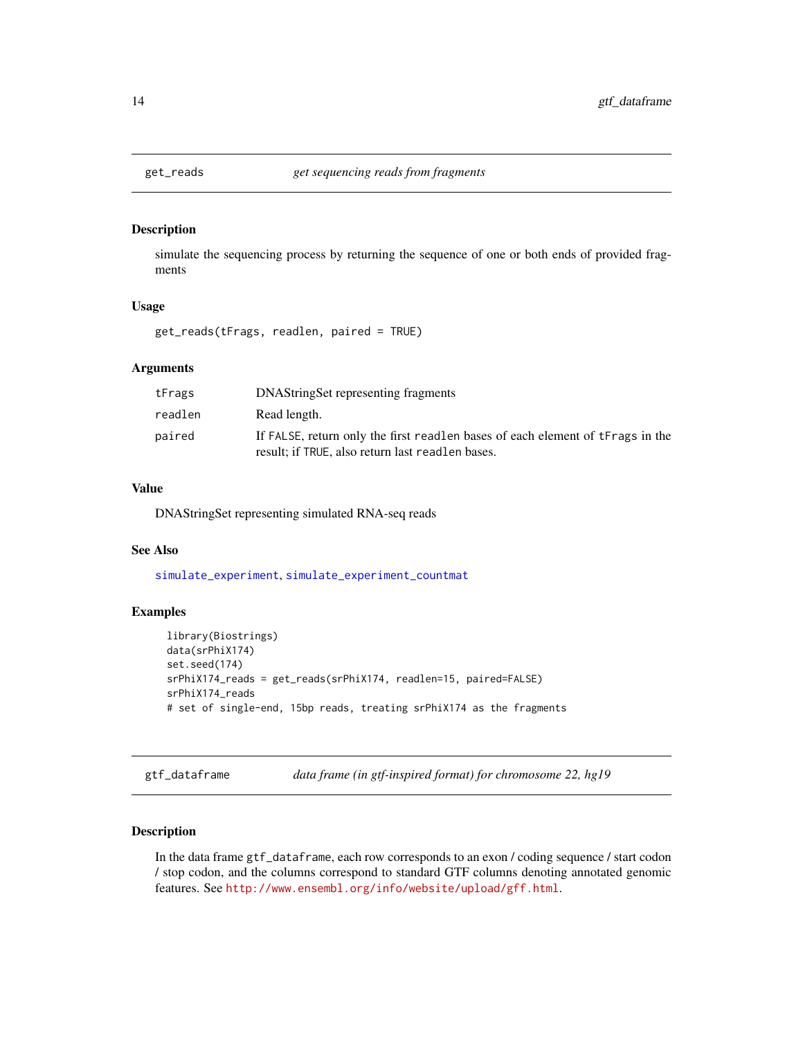## get_reads *get sequencing reads from fragments*

### Description

simulate the sequencing process by returning the sequence of one or both ends of provided fragments

### Usage

```
get_reads(tFrags, readlen, paired = TRUE)
```

### Arguments

| | |
|---|---|
| tFrags | DNAStringSet representing fragments |
| readlen | Read length. |
| paired | If `FALSE`, return only the first `readlen` bases of each element of `tFrags` in the result; if `TRUE`, also return last `readlen` bases. |

### Value

DNAStringSet representing simulated RNA-seq reads

### See Also

simulate_experiment, simulate_experiment_countmat

### Examples

```
library(Biostrings)
data(srPhiX174)
set.seed(174)
srPhiX174_reads = get_reads(srPhiX174, readlen=15, paired=FALSE)
srPhiX174_reads
# set of single-end, 15bp reads, treating srPhiX174 as the fragments
```

## gtf_dataframe *data frame (in gtf-inspired format) for chromosome 22, hg19*

### Description

In the data frame `gtf_dataframe`, each row corresponds to an exon / coding sequence / start codon / stop codon, and the columns correspond to standard GTF columns denoting annotated genomic features. See http://www.ensembl.org/info/website/upload/gff.html.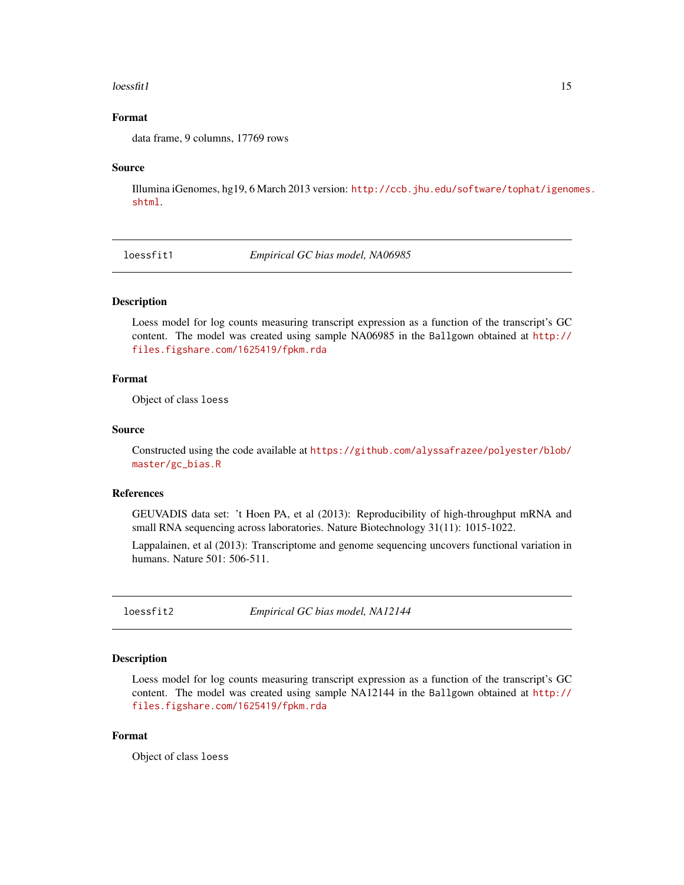### Format

data frame, 9 columns, 17769 rows

### Source

Illumina iGenomes, hg19, 6 March 2013 version: http://ccb.jhu.edu/software/tophat/igenomes.shtml.

---

## loessfit1 — *Empirical GC bias model, NA06985*

### Description

Loess model for log counts measuring transcript expression as a function of the transcript's GC content. The model was created using sample NA06985 in the Ballgown obtained at http://files.figshare.com/1625419/fpkm.rda

### Format

Object of class `loess`

### Source

Constructed using the code available at https://github.com/alyssafrazee/polyester/blob/master/gc_bias.R

### References

GEUVADIS data set: 't Hoen PA, et al (2013): Reproducibility of high-throughput mRNA and small RNA sequencing across laboratories. Nature Biotechnology 31(11): 1015-1022.

Lappalainen, et al (2013): Transcriptome and genome sequencing uncovers functional variation in humans. Nature 501: 506-511.

---

## loessfit2 — *Empirical GC bias model, NA12144*

### Description

Loess model for log counts measuring transcript expression as a function of the transcript's GC content. The model was created using sample NA12144 in the Ballgown obtained at http://files.figshare.com/1625419/fpkm.rda

### Format

Object of class `loess`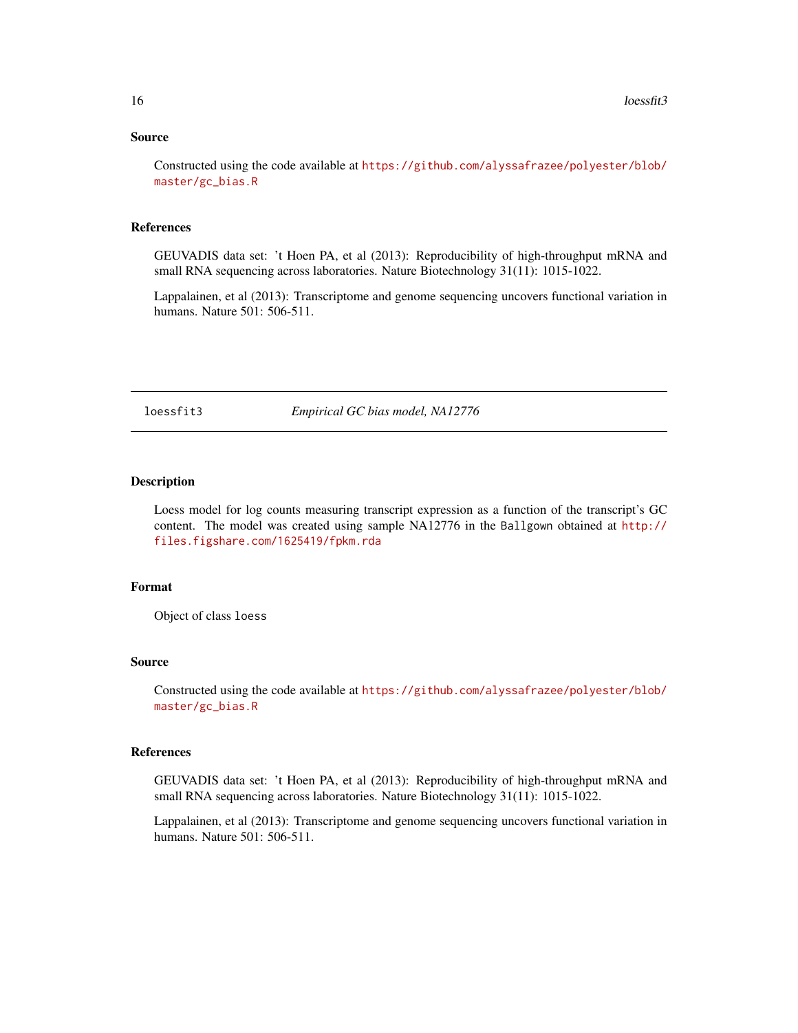## Source

Constructed using the code available at https://github.com/alyssafrazee/polyester/blob/master/gc_bias.R

## References

GEUVADIS data set: 't Hoen PA, et al (2013): Reproducibility of high-throughput mRNA and small RNA sequencing across laboratories. Nature Biotechnology 31(11): 1015-1022.

Lappalainen, et al (2013): Transcriptome and genome sequencing uncovers functional variation in humans. Nature 501: 506-511.

---

# loessfit3 — *Empirical GC bias model, NA12776*

## Description

Loess model for log counts measuring transcript expression as a function of the transcript's GC content. The model was created using sample NA12776 in the `Ballgown` obtained at http://files.figshare.com/1625419/fpkm.rda

## Format

Object of class `loess`

## Source

Constructed using the code available at https://github.com/alyssafrazee/polyester/blob/master/gc_bias.R

## References

GEUVADIS data set: 't Hoen PA, et al (2013): Reproducibility of high-throughput mRNA and small RNA sequencing across laboratories. Nature Biotechnology 31(11): 1015-1022.

Lappalainen, et al (2013): Transcriptome and genome sequencing uncovers functional variation in humans. Nature 501: 506-511.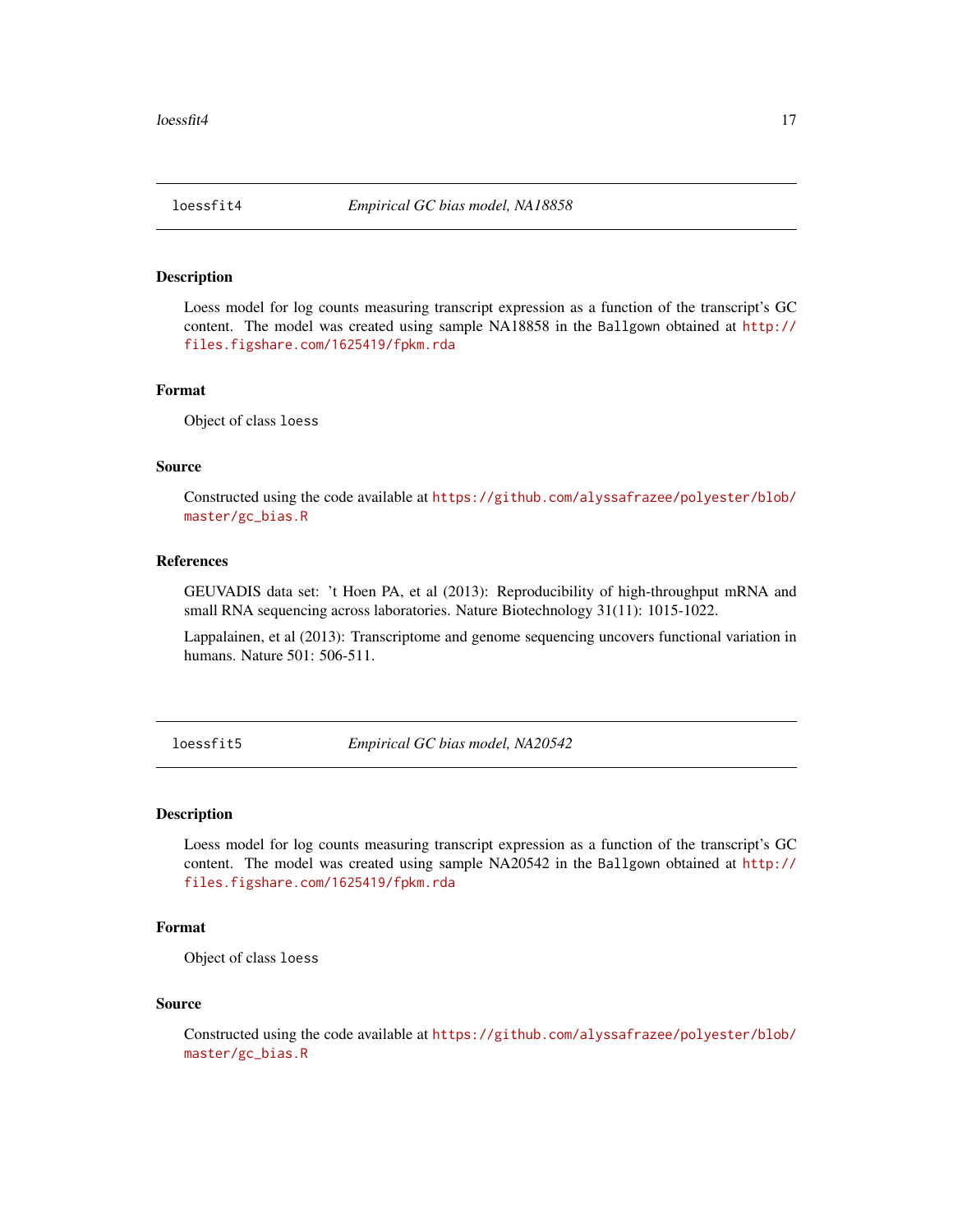## loessfit4 — *Empirical GC bias model, NA18858*

### Description

Loess model for log counts measuring transcript expression as a function of the transcript's GC content. The model was created using sample NA18858 in the `Ballgown` obtained at http://files.figshare.com/1625419/fpkm.rda

### Format

Object of class `loess`

### Source

Constructed using the code available at https://github.com/alyssafrazee/polyester/blob/master/gc_bias.R

### References

GEUVADIS data set: 't Hoen PA, et al (2013): Reproducibility of high-throughput mRNA and small RNA sequencing across laboratories. Nature Biotechnology 31(11): 1015-1022.

Lappalainen, et al (2013): Transcriptome and genome sequencing uncovers functional variation in humans. Nature 501: 506-511.

## loessfit5 — *Empirical GC bias model, NA20542*

### Description

Loess model for log counts measuring transcript expression as a function of the transcript's GC content. The model was created using sample NA20542 in the `Ballgown` obtained at http://files.figshare.com/1625419/fpkm.rda

### Format

Object of class `loess`

### Source

Constructed using the code available at https://github.com/alyssafrazee/polyester/blob/master/gc_bias.R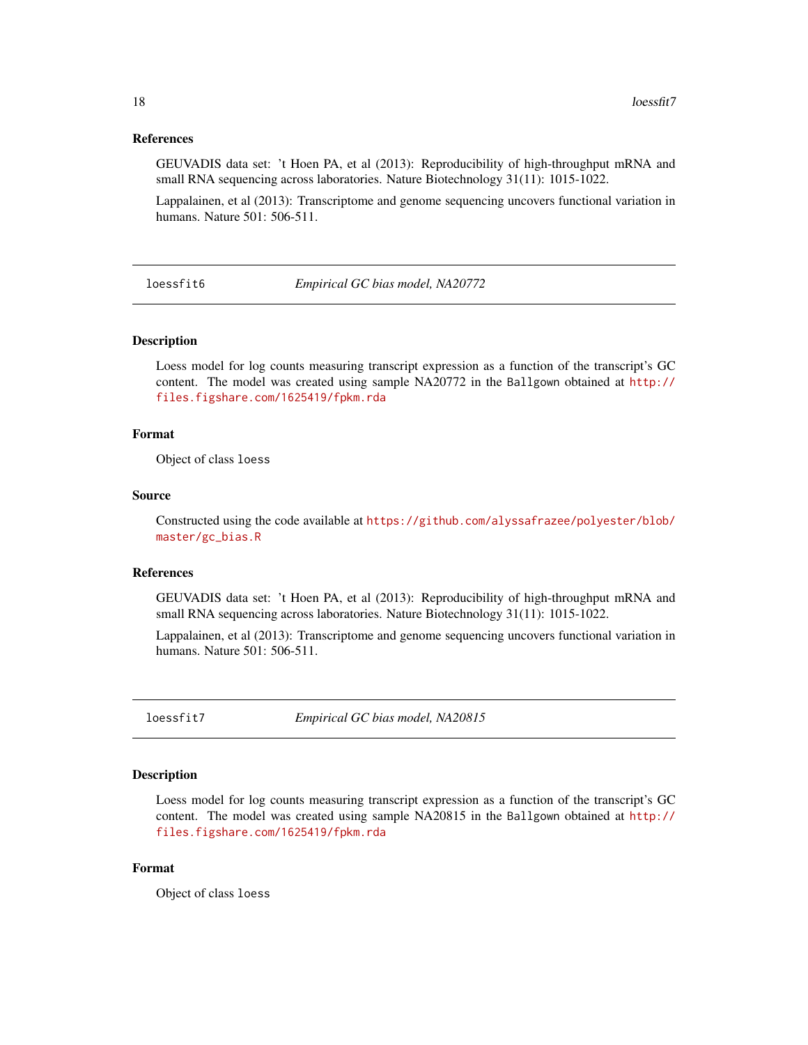### References

GEUVADIS data set: 't Hoen PA, et al (2013): Reproducibility of high-throughput mRNA and small RNA sequencing across laboratories. Nature Biotechnology 31(11): 1015-1022.

Lappalainen, et al (2013): Transcriptome and genome sequencing uncovers functional variation in humans. Nature 501: 506-511.

---

## loessfit6 — *Empirical GC bias model, NA20772*

### Description

Loess model for log counts measuring transcript expression as a function of the transcript's GC content. The model was created using sample NA20772 in the `Ballgown` obtained at http://files.figshare.com/1625419/fpkm.rda

### Format

Object of class `loess`

### Source

Constructed using the code available at https://github.com/alyssafrazee/polyester/blob/master/gc_bias.R

### References

GEUVADIS data set: 't Hoen PA, et al (2013): Reproducibility of high-throughput mRNA and small RNA sequencing across laboratories. Nature Biotechnology 31(11): 1015-1022.

Lappalainen, et al (2013): Transcriptome and genome sequencing uncovers functional variation in humans. Nature 501: 506-511.

---

## loessfit7 — *Empirical GC bias model, NA20815*

### Description

Loess model for log counts measuring transcript expression as a function of the transcript's GC content. The model was created using sample NA20815 in the `Ballgown` obtained at http://files.figshare.com/1625419/fpkm.rda

### Format

Object of class `loess`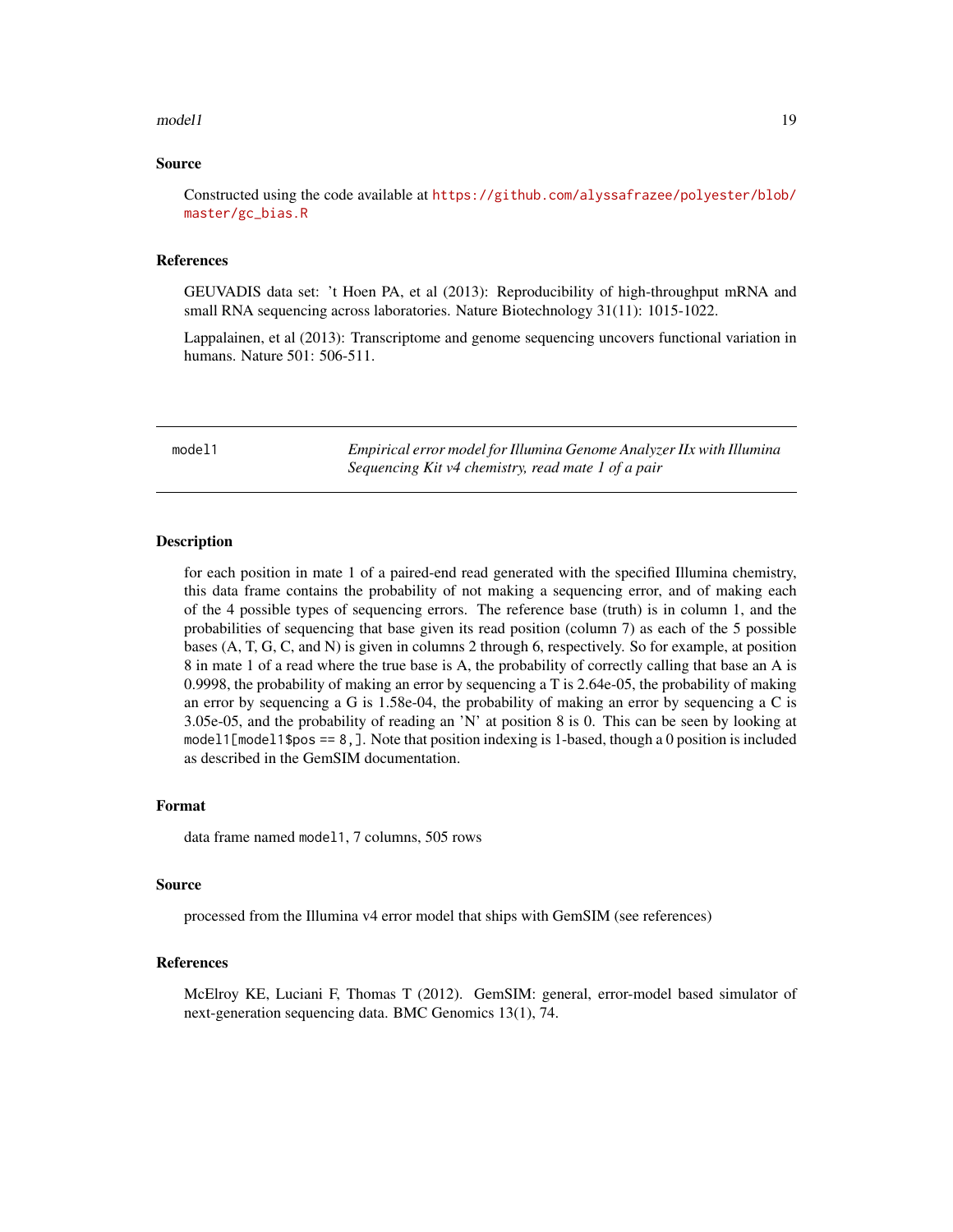### Source

Constructed using the code available at https://github.com/alyssafrazee/polyester/blob/master/gc_bias.R

### References

GEUVADIS data set: 't Hoen PA, et al (2013): Reproducibility of high-throughput mRNA and small RNA sequencing across laboratories. Nature Biotechnology 31(11): 1015-1022.

Lappalainen, et al (2013): Transcriptome and genome sequencing uncovers functional variation in humans. Nature 501: 506-511.

---

## model1 — *Empirical error model for Illumina Genome Analyzer IIx with Illumina Sequencing Kit v4 chemistry, read mate 1 of a pair*

---

### Description

for each position in mate 1 of a paired-end read generated with the specified Illumina chemistry, this data frame contains the probability of not making a sequencing error, and of making each of the 4 possible types of sequencing errors. The reference base (truth) is in column 1, and the probabilities of sequencing that base given its read position (column 7) as each of the 5 possible bases (A, T, G, C, and N) is given in columns 2 through 6, respectively. So for example, at position 8 in mate 1 of a read where the true base is A, the probability of correctly calling that base an A is 0.9998, the probability of making an error by sequencing a T is 2.64e-05, the probability of making an error by sequencing a G is 1.58e-04, the probability of making an error by sequencing a C is 3.05e-05, and the probability of reading an 'N' at position 8 is 0. This can be seen by looking at `model1[model1$pos == 8,]`. Note that position indexing is 1-based, though a 0 position is included as described in the GemSIM documentation.

### Format

data frame named `model1`, 7 columns, 505 rows

### Source

processed from the Illumina v4 error model that ships with GemSIM (see references)

### References

McElroy KE, Luciani F, Thomas T (2012). GemSIM: general, error-model based simulator of next-generation sequencing data. BMC Genomics 13(1), 74.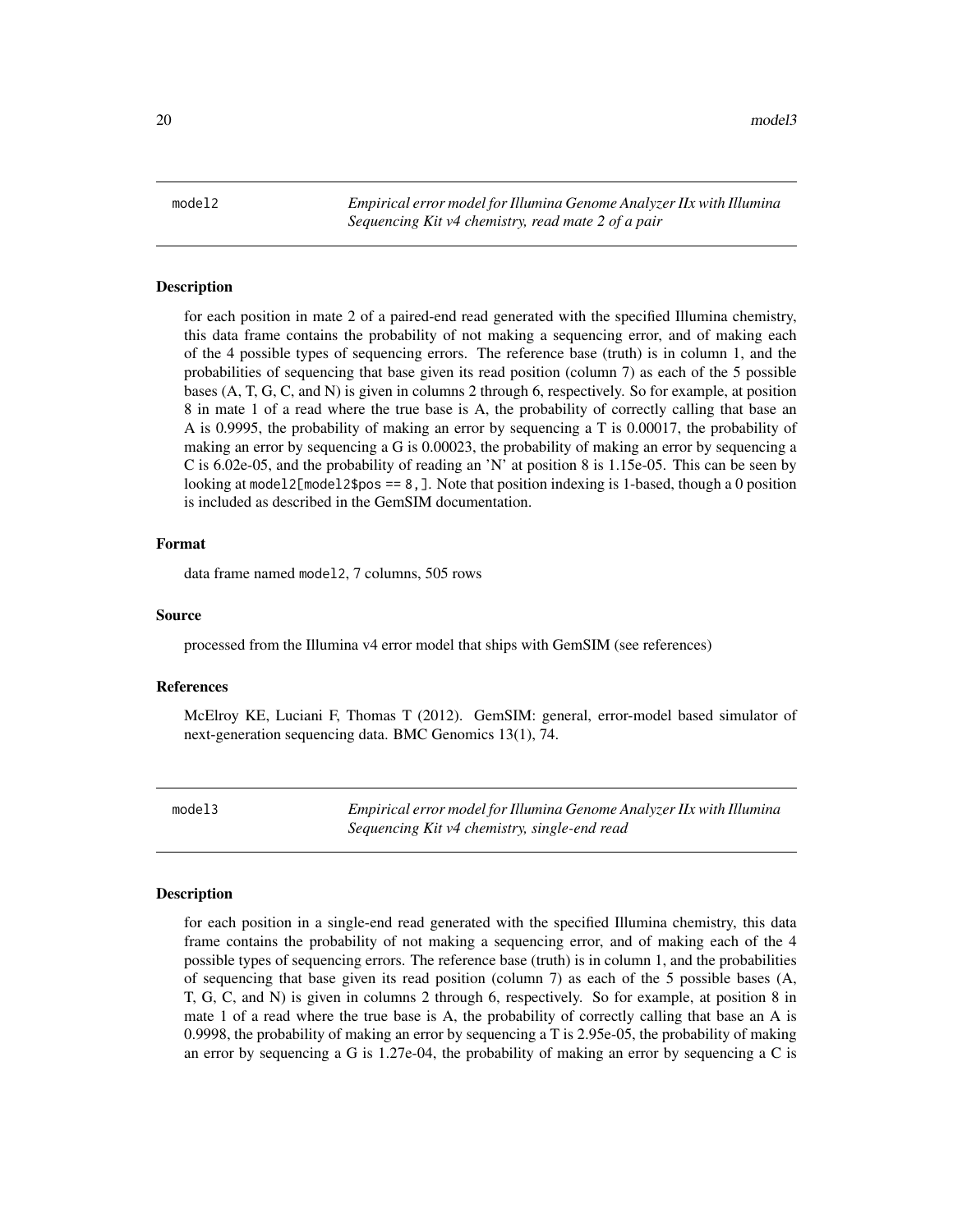## model2 — *Empirical error model for Illumina Genome Analyzer IIx with Illumina Sequencing Kit v4 chemistry, read mate 2 of a pair*

### Description

for each position in mate 2 of a paired-end read generated with the specified Illumina chemistry, this data frame contains the probability of not making a sequencing error, and of making each of the 4 possible types of sequencing errors. The reference base (truth) is in column 1, and the probabilities of sequencing that base given its read position (column 7) as each of the 5 possible bases (A, T, G, C, and N) is given in columns 2 through 6, respectively. So for example, at position 8 in mate 1 of a read where the true base is A, the probability of correctly calling that base an A is 0.9995, the probability of making an error by sequencing a T is 0.00017, the probability of making an error by sequencing a G is 0.00023, the probability of making an error by sequencing a C is 6.02e-05, and the probability of reading an 'N' at position 8 is 1.15e-05. This can be seen by looking at `model2[model2$pos == 8,]`. Note that position indexing is 1-based, though a 0 position is included as described in the GemSIM documentation.

### Format

data frame named `model2`, 7 columns, 505 rows

### Source

processed from the Illumina v4 error model that ships with GemSIM (see references)

### References

McElroy KE, Luciani F, Thomas T (2012). GemSIM: general, error-model based simulator of next-generation sequencing data. BMC Genomics 13(1), 74.

## model3 — *Empirical error model for Illumina Genome Analyzer IIx with Illumina Sequencing Kit v4 chemistry, single-end read*

### Description

for each position in a single-end read generated with the specified Illumina chemistry, this data frame contains the probability of not making a sequencing error, and of making each of the 4 possible types of sequencing errors. The reference base (truth) is in column 1, and the probabilities of sequencing that base given its read position (column 7) as each of the 5 possible bases (A, T, G, C, and N) is given in columns 2 through 6, respectively. So for example, at position 8 in mate 1 of a read where the true base is A, the probability of correctly calling that base an A is 0.9998, the probability of making an error by sequencing a T is 2.95e-05, the probability of making an error by sequencing a G is 1.27e-04, the probability of making an error by sequencing a C is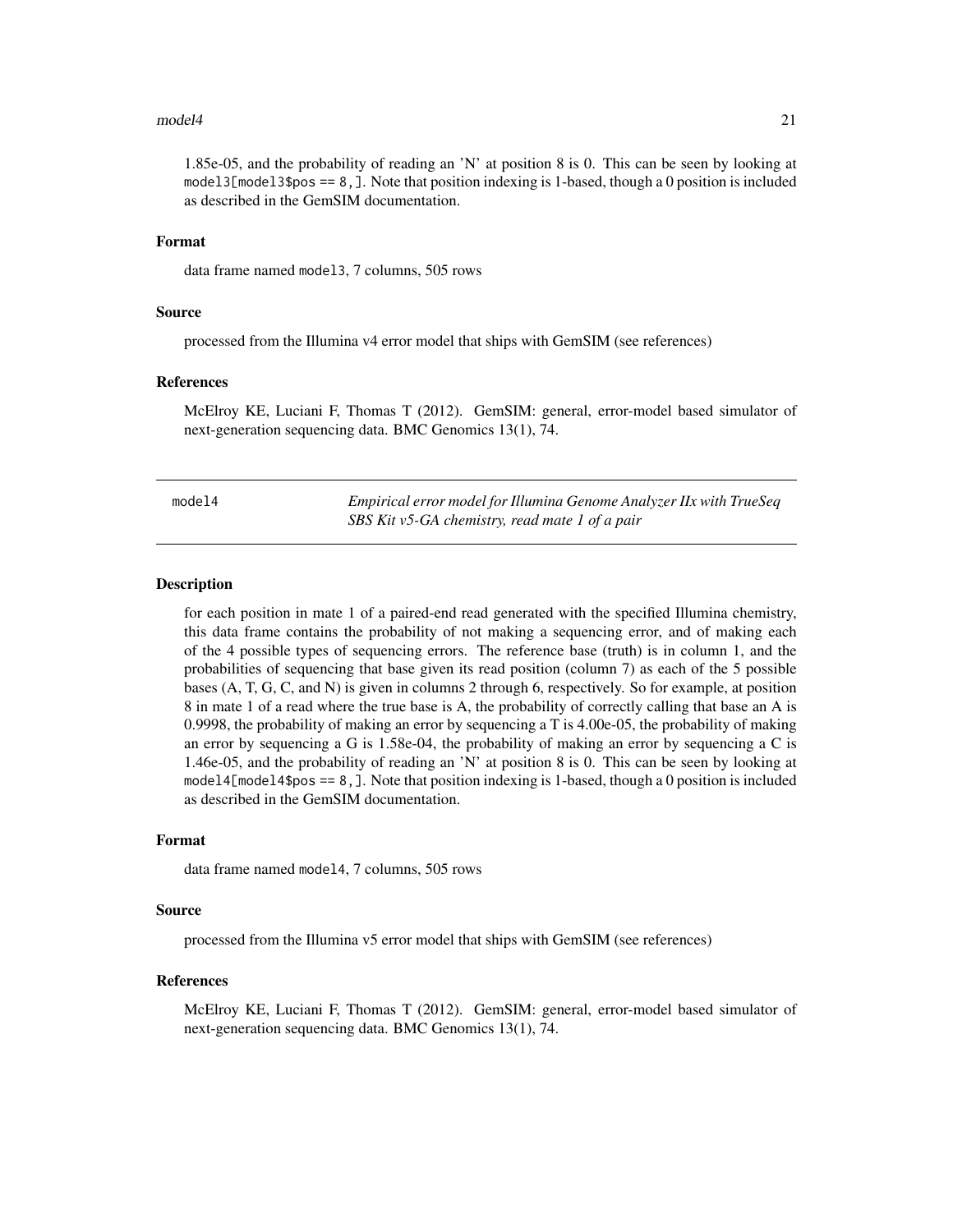1.85e-05, and the probability of reading an 'N' at position 8 is 0. This can be seen by looking at `model3[model3$pos == 8,]`. Note that position indexing is 1-based, though a 0 position is included as described in the GemSIM documentation.

### Format

data frame named `model3`, 7 columns, 505 rows

### Source

processed from the Illumina v4 error model that ships with GemSIM (see references)

### References

McElroy KE, Luciani F, Thomas T (2012). GemSIM: general, error-model based simulator of next-generation sequencing data. BMC Genomics 13(1), 74.

---

## model4 — *Empirical error model for Illumina Genome Analyzer IIx with TrueSeq SBS Kit v5-GA chemistry, read mate 1 of a pair*

---

### Description

for each position in mate 1 of a paired-end read generated with the specified Illumina chemistry, this data frame contains the probability of not making a sequencing error, and of making each of the 4 possible types of sequencing errors. The reference base (truth) is in column 1, and the probabilities of sequencing that base given its read position (column 7) as each of the 5 possible bases (A, T, G, C, and N) is given in columns 2 through 6, respectively. So for example, at position 8 in mate 1 of a read where the true base is A, the probability of correctly calling that base an A is 0.9998, the probability of making an error by sequencing a T is 4.00e-05, the probability of making an error by sequencing a G is 1.58e-04, the probability of making an error by sequencing a C is 1.46e-05, and the probability of reading an 'N' at position 8 is 0. This can be seen by looking at `model4[model4$pos == 8,]`. Note that position indexing is 1-based, though a 0 position is included as described in the GemSIM documentation.

### Format

data frame named `model4`, 7 columns, 505 rows

### Source

processed from the Illumina v5 error model that ships with GemSIM (see references)

### References

McElroy KE, Luciani F, Thomas T (2012). GemSIM: general, error-model based simulator of next-generation sequencing data. BMC Genomics 13(1), 74.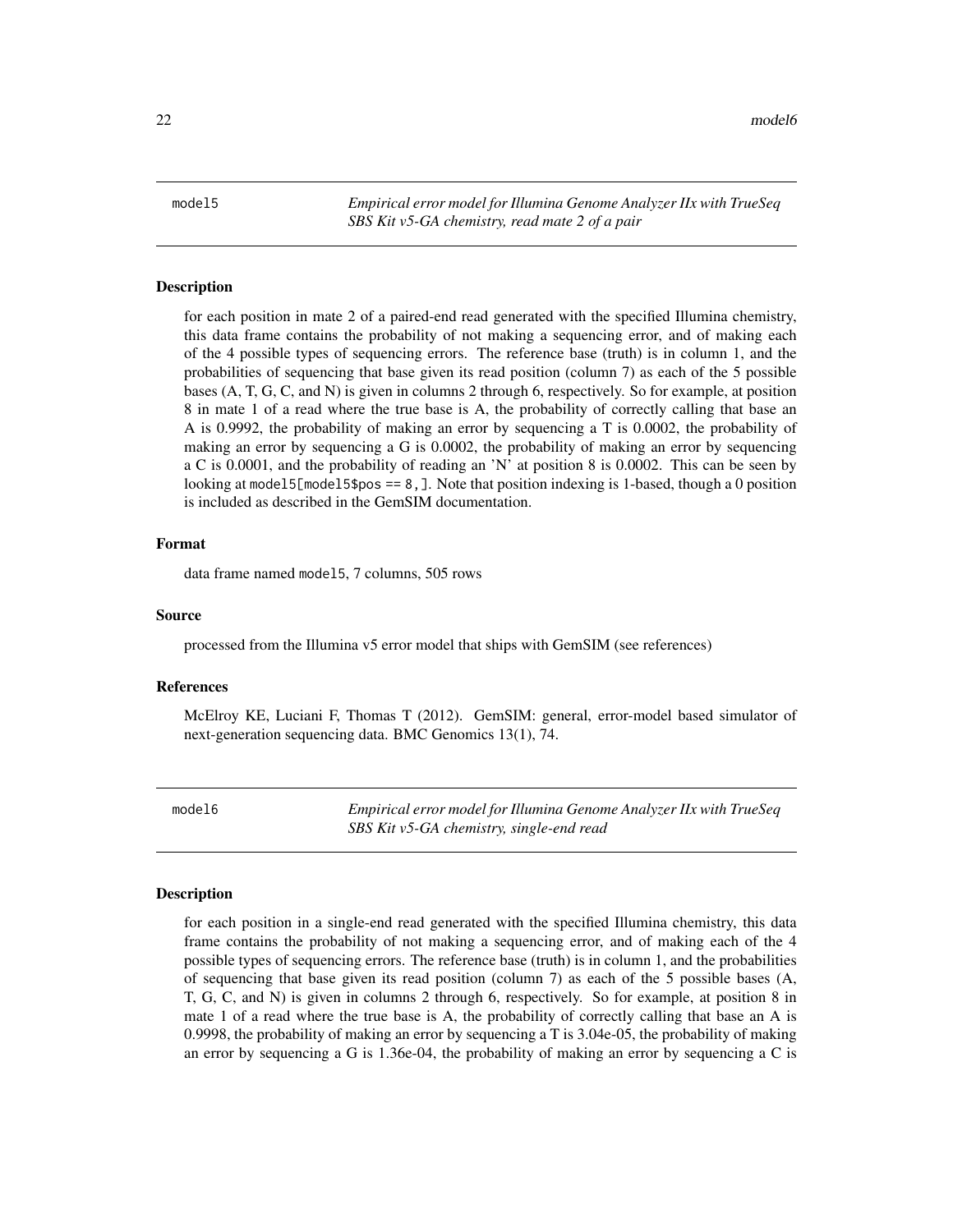## model5 — *Empirical error model for Illumina Genome Analyzer IIx with TrueSeq SBS Kit v5-GA chemistry, read mate 2 of a pair*

### Description

for each position in mate 2 of a paired-end read generated with the specified Illumina chemistry, this data frame contains the probability of not making a sequencing error, and of making each of the 4 possible types of sequencing errors. The reference base (truth) is in column 1, and the probabilities of sequencing that base given its read position (column 7) as each of the 5 possible bases (A, T, G, C, and N) is given in columns 2 through 6, respectively. So for example, at position 8 in mate 1 of a read where the true base is A, the probability of correctly calling that base an A is 0.9992, the probability of making an error by sequencing a T is 0.0002, the probability of making an error by sequencing a G is 0.0002, the probability of making an error by sequencing a C is 0.0001, and the probability of reading an 'N' at position 8 is 0.0002. This can be seen by looking at `model5[model5$pos == 8,]`. Note that position indexing is 1-based, though a 0 position is included as described in the GemSIM documentation.

### Format

data frame named `model5`, 7 columns, 505 rows

### Source

processed from the Illumina v5 error model that ships with GemSIM (see references)

### References

McElroy KE, Luciani F, Thomas T (2012). GemSIM: general, error-model based simulator of next-generation sequencing data. BMC Genomics 13(1), 74.

## model6 — *Empirical error model for Illumina Genome Analyzer IIx with TrueSeq SBS Kit v5-GA chemistry, single-end read*

### Description

for each position in a single-end read generated with the specified Illumina chemistry, this data frame contains the probability of not making a sequencing error, and of making each of the 4 possible types of sequencing errors. The reference base (truth) is in column 1, and the probabilities of sequencing that base given its read position (column 7) as each of the 5 possible bases (A, T, G, C, and N) is given in columns 2 through 6, respectively. So for example, at position 8 in mate 1 of a read where the true base is A, the probability of correctly calling that base an A is 0.9998, the probability of making an error by sequencing a T is 3.04e-05, the probability of making an error by sequencing a G is 1.36e-04, the probability of making an error by sequencing a C is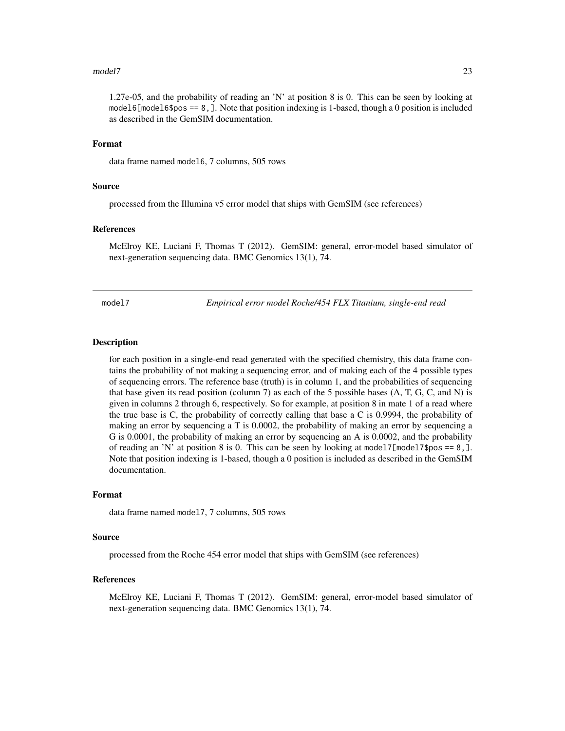1.27e-05, and the probability of reading an 'N' at position 8 is 0. This can be seen by looking at `model6[model6$pos == 8,]`. Note that position indexing is 1-based, though a 0 position is included as described in the GemSIM documentation.

### Format

data frame named `model6`, 7 columns, 505 rows

### Source

processed from the Illumina v5 error model that ships with GemSIM (see references)

### References

McElroy KE, Luciani F, Thomas T (2012). GemSIM: general, error-model based simulator of next-generation sequencing data. BMC Genomics 13(1), 74.

---

## model7 — *Empirical error model Roche/454 FLX Titanium, single-end read*

### Description

for each position in a single-end read generated with the specified chemistry, this data frame contains the probability of not making a sequencing error, and of making each of the 4 possible types of sequencing errors. The reference base (truth) is in column 1, and the probabilities of sequencing that base given its read position (column 7) as each of the 5 possible bases (A, T, G, C, and N) is given in columns 2 through 6, respectively. So for example, at position 8 in mate 1 of a read where the true base is C, the probability of correctly calling that base a C is 0.9994, the probability of making an error by sequencing a T is 0.0002, the probability of making an error by sequencing a G is 0.0001, the probability of making an error by sequencing an A is 0.0002, and the probability of reading an 'N' at position 8 is 0. This can be seen by looking at `model7[model7$pos == 8,]`. Note that position indexing is 1-based, though a 0 position is included as described in the GemSIM documentation.

### Format

data frame named `model7`, 7 columns, 505 rows

### Source

processed from the Roche 454 error model that ships with GemSIM (see references)

### References

McElroy KE, Luciani F, Thomas T (2012). GemSIM: general, error-model based simulator of next-generation sequencing data. BMC Genomics 13(1), 74.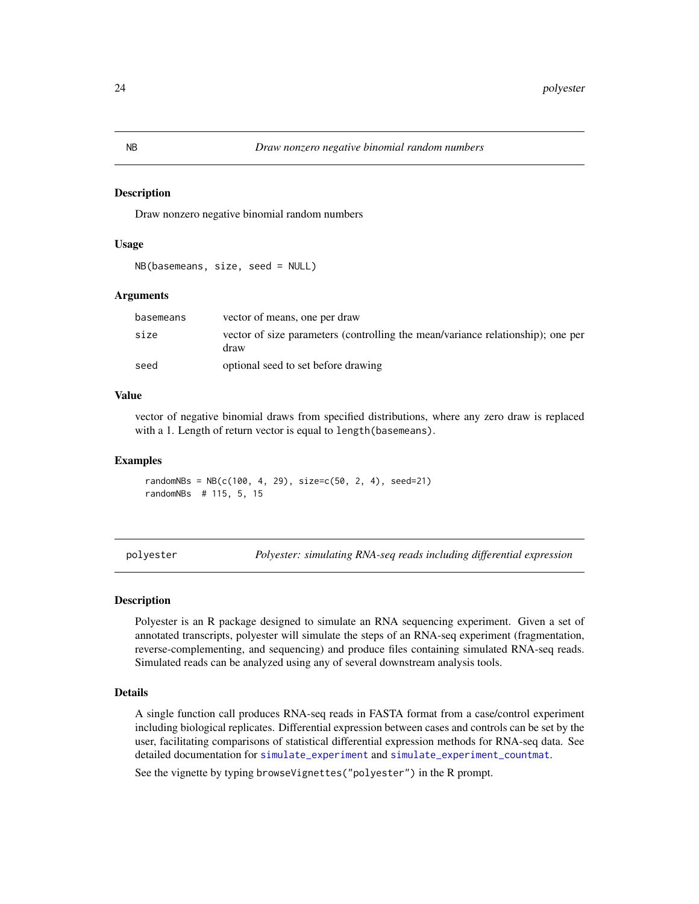## NB — *Draw nonzero negative binomial random numbers*

### Description

Draw nonzero negative binomial random numbers

### Usage

```
NB(basemeans, size, seed = NULL)
```

### Arguments

| | |
|---|---|
| basemeans | vector of means, one per draw |
| size | vector of size parameters (controlling the mean/variance relationship); one per draw |
| seed | optional seed to set before drawing |

### Value

vector of negative binomial draws from specified distributions, where any zero draw is replaced with a 1. Length of return vector is equal to `length(basemeans)`.

### Examples

```
randomNBs = NB(c(100, 4, 29), size=c(50, 2, 4), seed=21)
randomNBs  # 115, 5, 15
```

## polyester — *Polyester: simulating RNA-seq reads including differential expression*

### Description

Polyester is an R package designed to simulate an RNA sequencing experiment. Given a set of annotated transcripts, polyester will simulate the steps of an RNA-seq experiment (fragmentation, reverse-complementing, and sequencing) and produce files containing simulated RNA-seq reads. Simulated reads can be analyzed using any of several downstream analysis tools.

### Details

A single function call produces RNA-seq reads in FASTA format from a case/control experiment including biological replicates. Differential expression between cases and controls can be set by the user, facilitating comparisons of statistical differential expression methods for RNA-seq data. See detailed documentation for `simulate_experiment` and `simulate_experiment_countmat`.

See the vignette by typing `browseVignettes("polyester")` in the R prompt.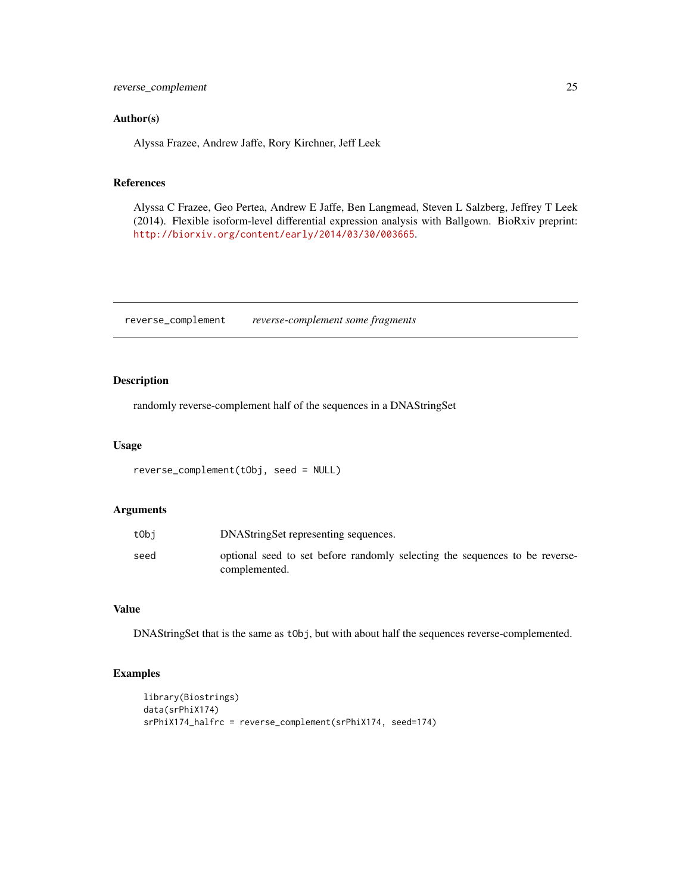### Author(s)

Alyssa Frazee, Andrew Jaffe, Rory Kirchner, Jeff Leek

### References

Alyssa C Frazee, Geo Pertea, Andrew E Jaffe, Ben Langmead, Steven L Salzberg, Jeffrey T Leek (2014). Flexible isoform-level differential expression analysis with Ballgown. BioRxiv preprint: http://biorxiv.org/content/early/2014/03/30/003665.

---

## reverse_complement — *reverse-complement some fragments*

### Description

randomly reverse-complement half of the sequences in a DNAStringSet

### Usage

```
reverse_complement(tObj, seed = NULL)
```

### Arguments

| | |
|---|---|
| tObj | DNAStringSet representing sequences. |
| seed | optional seed to set before randomly selecting the sequences to be reverse-complemented. |

### Value

DNAStringSet that is the same as `tObj`, but with about half the sequences reverse-complemented.

### Examples

```
library(Biostrings)
data(srPhiX174)
srPhiX174_halfrc = reverse_complement(srPhiX174, seed=174)
```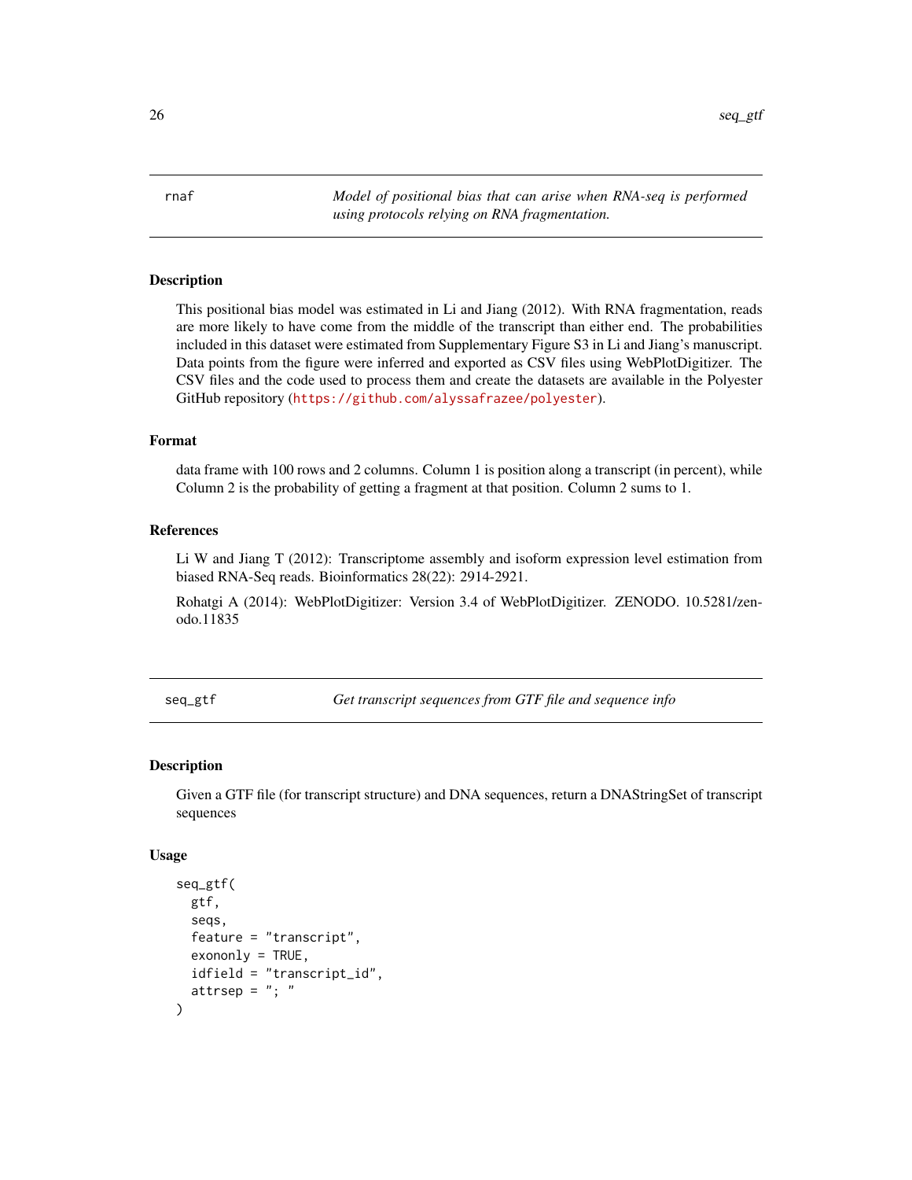## rnaf

*Model of positional bias that can arise when RNA-seq is performed using protocols relying on RNA fragmentation.*

### Description

This positional bias model was estimated in Li and Jiang (2012). With RNA fragmentation, reads are more likely to have come from the middle of the transcript than either end. The probabilities included in this dataset were estimated from Supplementary Figure S3 in Li and Jiang's manuscript. Data points from the figure were inferred and exported as CSV files using WebPlotDigitizer. The CSV files and the code used to process them and create the datasets are available in the Polyester GitHub repository (https://github.com/alyssafrazee/polyester).

### Format

data frame with 100 rows and 2 columns. Column 1 is position along a transcript (in percent), while Column 2 is the probability of getting a fragment at that position. Column 2 sums to 1.

### References

Li W and Jiang T (2012): Transcriptome assembly and isoform expression level estimation from biased RNA-Seq reads. Bioinformatics 28(22): 2914-2921.

Rohatgi A (2014): WebPlotDigitizer: Version 3.4 of WebPlotDigitizer. ZENODO. 10.5281/zenodo.11835

## seq_gtf

*Get transcript sequences from GTF file and sequence info*

### Description

Given a GTF file (for transcript structure) and DNA sequences, return a DNAStringSet of transcript sequences

### Usage

```
seq_gtf(
  gtf,
  seqs,
  feature = "transcript",
  exononly = TRUE,
  idfield = "transcript_id",
  attrsep = "; "
)
```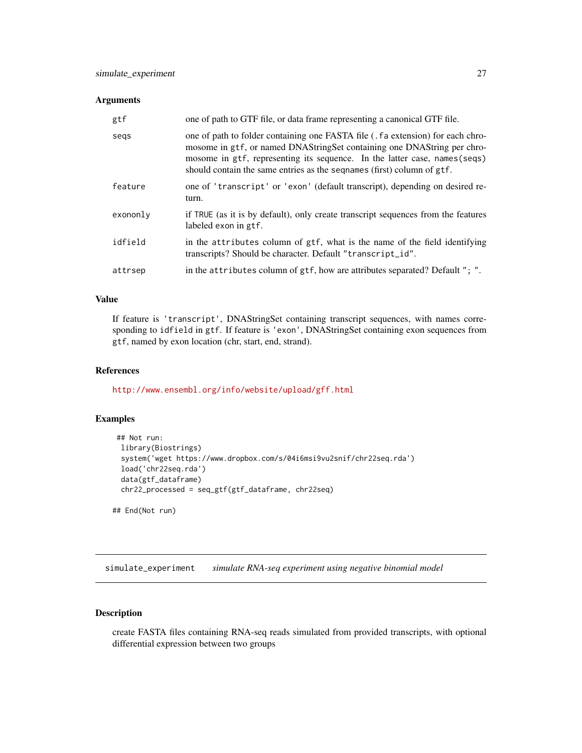### Arguments

| | |
|---|---|
| gtf | one of path to GTF file, or data frame representing a canonical GTF file. |
| seqs | one of path to folder containing one FASTA file (`.fa` extension) for each chromosome in `gtf`, or named DNAStringSet containing one DNAString per chromosome in `gtf`, representing its sequence. In the latter case, `names(seqs)` should contain the same entries as the `seqnames` (first) column of `gtf`. |
| feature | one of `'transcript'` or `'exon'` (default transcript), depending on desired return. |
| exononly | if `TRUE` (as it is by default), only create transcript sequences from the features labeled exon in `gtf`. |
| idfield | in the `attributes` column of `gtf`, what is the name of the field identifying transcripts? Should be character. Default `"transcript_id"`. |
| attrsep | in the `attributes` column of `gtf`, how are attributes separated? Default `"; "`. |

### Value

If feature is `'transcript'`, DNAStringSet containing transcript sequences, with names corresponding to `idfield` in `gtf`. If feature is `'exon'`, DNAStringSet containing exon sequences from `gtf`, named by exon location (chr, start, end, strand).

### References

http://www.ensembl.org/info/website/upload/gff.html

### Examples

```
 ## Not run:
  library(Biostrings)
  system('wget https://www.dropbox.com/s/04i6msi9vu2snif/chr22seq.rda')
  load('chr22seq.rda')
  data(gtf_dataframe)
  chr22_processed = seq_gtf(gtf_dataframe, chr22seq)

## End(Not run)
```

## simulate_experiment *simulate RNA-seq experiment using negative binomial model*

### Description

create FASTA files containing RNA-seq reads simulated from provided transcripts, with optional differential expression between two groups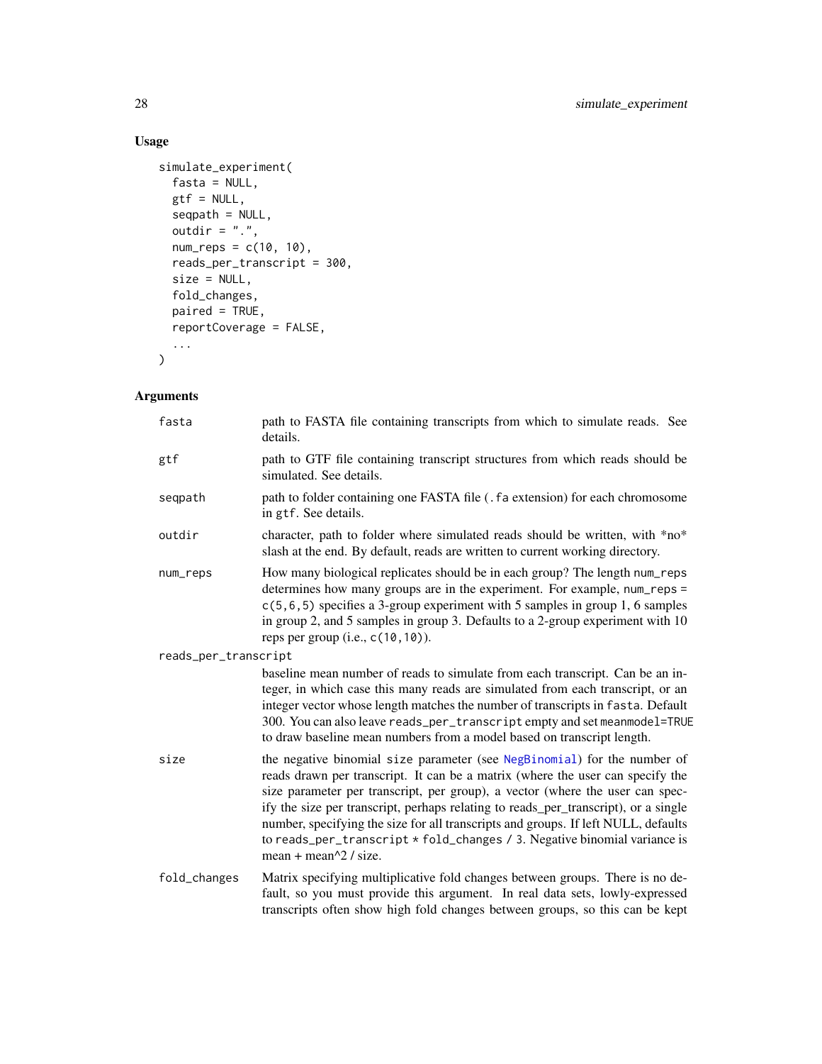## Usage

```
simulate_experiment(
  fasta = NULL,
  gtf = NULL,
  seqpath = NULL,
  outdir = ".",
  num_reps = c(10, 10),
  reads_per_transcript = 300,
  size = NULL,
  fold_changes,
  paired = TRUE,
  reportCoverage = FALSE,
  ...
)
```

## Arguments

`fasta` path to FASTA file containing transcripts from which to simulate reads. See details.

`gtf` path to GTF file containing transcript structures from which reads should be simulated. See details.

`seqpath` path to folder containing one FASTA file (`.fa` extension) for each chromosome in `gtf`. See details.

`outdir` character, path to folder where simulated reads should be written, with *no* slash at the end. By default, reads are written to current working directory.

`num_reps` How many biological replicates should be in each group? The length `num_reps` determines how many groups are in the experiment. For example, `num_reps = c(5,6,5)` specifies a 3-group experiment with 5 samples in group 1, 6 samples in group 2, and 5 samples in group 3. Defaults to a 2-group experiment with 10 reps per group (i.e., `c(10,10)`).

`reads_per_transcript` baseline mean number of reads to simulate from each transcript. Can be an integer, in which case this many reads are simulated from each transcript, or an integer vector whose length matches the number of transcripts in `fasta`. Default 300. You can also leave `reads_per_transcript` empty and set `meanmodel=TRUE` to draw baseline mean numbers from a model based on transcript length.

`size` the negative binomial `size` parameter (see NegBinomial) for the number of reads drawn per transcript. It can be a matrix (where the user can specify the size parameter per transcript, per group), a vector (where the user can specify the size per transcript, perhaps relating to reads_per_transcript), or a single number, specifying the size for all transcripts and groups. If left NULL, defaults to `reads_per_transcript * fold_changes / 3`. Negative binomial variance is mean + mean^2 / size.

`fold_changes` Matrix specifying multiplicative fold changes between groups. There is no default, so you must provide this argument. In real data sets, lowly-expressed transcripts often show high fold changes between groups, so this can be kept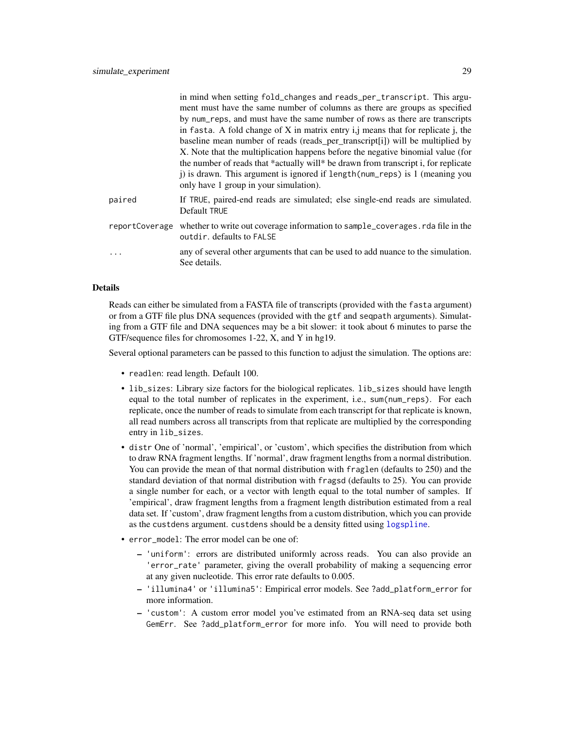in mind when setting fold_changes and reads_per_transcript. This argument must have the same number of columns as there are groups as specified by num_reps, and must have the same number of rows as there are transcripts in fasta. A fold change of X in matrix entry i,j means that for replicate j, the baseline mean number of reads (reads_per_transcript[i]) will be multiplied by X. Note that the multiplication happens before the negative binomial value (for the number of reads that *actually will* be drawn from transcript i, for replicate j) is drawn. This argument is ignored if length(num_reps) is 1 (meaning you only have 1 group in your simulation).

paired: If TRUE, paired-end reads are simulated; else single-end reads are simulated. Default TRUE

reportCoverage: whether to write out coverage information to sample_coverages.rda file in the outdir. defaults to FALSE

...: any of several other arguments that can be used to add nuance to the simulation. See details.

## Details

Reads can either be simulated from a FASTA file of transcripts (provided with the fasta argument) or from a GTF file plus DNA sequences (provided with the gtf and seqpath arguments). Simulating from a GTF file and DNA sequences may be a bit slower: it took about 6 minutes to parse the GTF/sequence files for chromosomes 1-22, X, and Y in hg19.

Several optional parameters can be passed to this function to adjust the simulation. The options are:

- readlen: read length. Default 100.
- lib_sizes: Library size factors for the biological replicates. lib_sizes should have length equal to the total number of replicates in the experiment, i.e., sum(num_reps). For each replicate, once the number of reads to simulate from each transcript for that replicate is known, all read numbers across all transcripts from that replicate are multiplied by the corresponding entry in lib_sizes.
- distr One of 'normal', 'empirical', or 'custom', which specifies the distribution from which to draw RNA fragment lengths. If 'normal', draw fragment lengths from a normal distribution. You can provide the mean of that normal distribution with fraglen (defaults to 250) and the standard deviation of that normal distribution with fragsd (defaults to 25). You can provide a single number for each, or a vector with length equal to the total number of samples. If 'empirical', draw fragment lengths from a fragment length distribution estimated from a real data set. If 'custom', draw fragment lengths from a custom distribution, which you can provide as the custdens argument. custdens should be a density fitted using logspline.
- error_model: The error model can be one of:
  - 'uniform': errors are distributed uniformly across reads. You can also provide an 'error_rate' parameter, giving the overall probability of making a sequencing error at any given nucleotide. This error rate defaults to 0.005.
  - 'illumina4' or 'illumina5': Empirical error models. See ?add_platform_error for more information.
  - 'custom': A custom error model you've estimated from an RNA-seq data set using GemErr. See ?add_platform_error for more info. You will need to provide both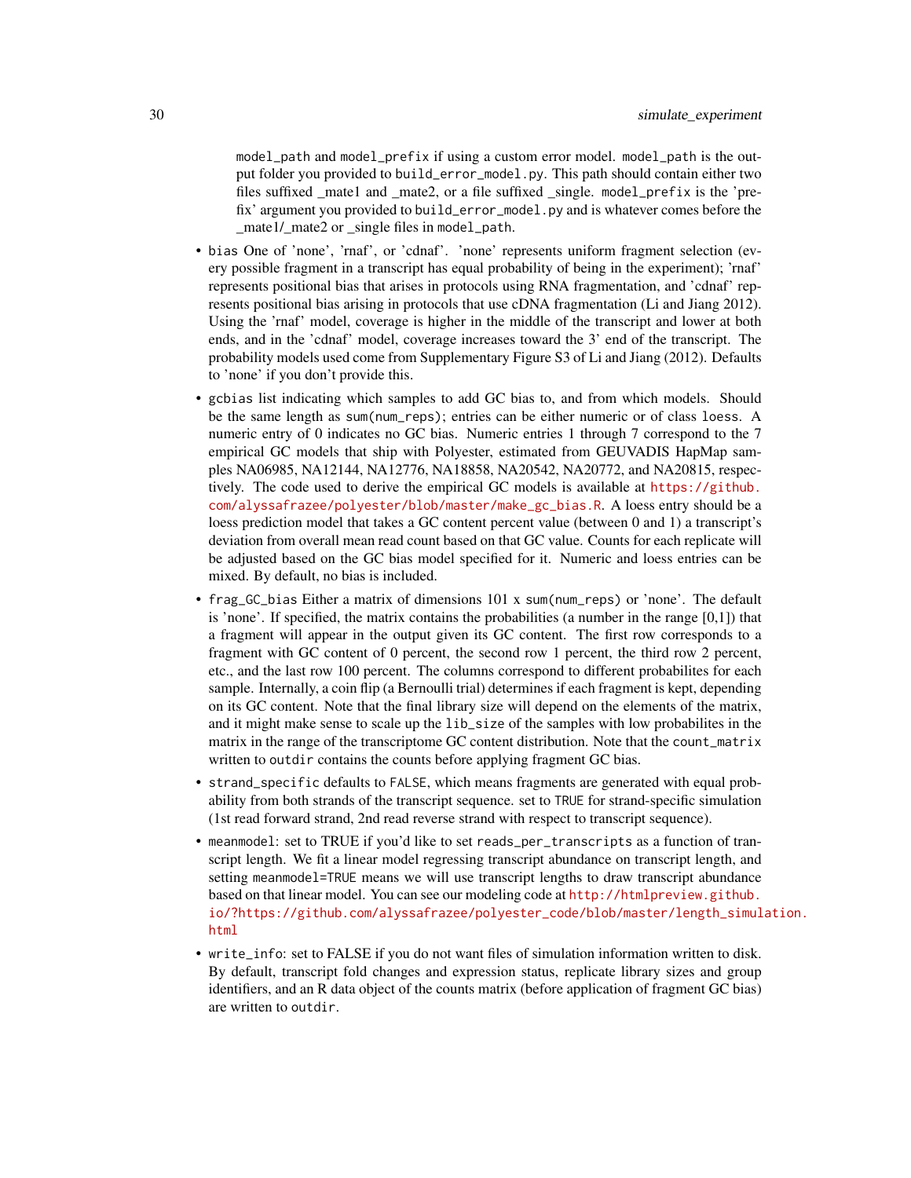model_path and model_prefix if using a custom error model. model_path is the output folder you provided to build_error_model.py. This path should contain either two files suffixed _mate1 and _mate2, or a file suffixed _single. model_prefix is the 'prefix' argument you provided to build_error_model.py and is whatever comes before the _mate1/_mate2 or _single files in model_path.

- bias One of 'none', 'rnaf', or 'cdnaf'. 'none' represents uniform fragment selection (every possible fragment in a transcript has equal probability of being in the experiment); 'rnaf' represents positional bias that arises in protocols using RNA fragmentation, and 'cdnaf' represents positional bias arising in protocols that use cDNA fragmentation (Li and Jiang 2012). Using the 'rnaf' model, coverage is higher in the middle of the transcript and lower at both ends, and in the 'cdnaf' model, coverage increases toward the 3' end of the transcript. The probability models used come from Supplementary Figure S3 of Li and Jiang (2012). Defaults to 'none' if you don't provide this.
- gcbias list indicating which samples to add GC bias to, and from which models. Should be the same length as sum(num_reps); entries can be either numeric or of class loess. A numeric entry of 0 indicates no GC bias. Numeric entries 1 through 7 correspond to the 7 empirical GC models that ship with Polyester, estimated from GEUVADIS HapMap samples NA06985, NA12144, NA12776, NA18858, NA20542, NA20772, and NA20815, respectively. The code used to derive the empirical GC models is available at https://github.com/alyssafrazee/polyester/blob/master/make_gc_bias.R. A loess entry should be a loess prediction model that takes a GC content percent value (between 0 and 1) a transcript's deviation from overall mean read count based on that GC value. Counts for each replicate will be adjusted based on the GC bias model specified for it. Numeric and loess entries can be mixed. By default, no bias is included.
- frag_GC_bias Either a matrix of dimensions 101 x sum(num_reps) or 'none'. The default is 'none'. If specified, the matrix contains the probabilities (a number in the range [0,1]) that a fragment will appear in the output given its GC content. The first row corresponds to a fragment with GC content of 0 percent, the second row 1 percent, the third row 2 percent, etc., and the last row 100 percent. The columns correspond to different probabilites for each sample. Internally, a coin flip (a Bernoulli trial) determines if each fragment is kept, depending on its GC content. Note that the final library size will depend on the elements of the matrix, and it might make sense to scale up the lib_size of the samples with low probabilites in the matrix in the range of the transcriptome GC content distribution. Note that the count_matrix written to outdir contains the counts before applying fragment GC bias.
- strand_specific defaults to FALSE, which means fragments are generated with equal probability from both strands of the transcript sequence. set to TRUE for strand-specific simulation (1st read forward strand, 2nd read reverse strand with respect to transcript sequence).
- meanmodel: set to TRUE if you'd like to set reads_per_transcripts as a function of transcript length. We fit a linear model regressing transcript abundance on transcript length, and setting meanmodel=TRUE means we will use transcript lengths to draw transcript abundance based on that linear model. You can see our modeling code at http://htmlpreview.github.io/?https://github.com/alyssafrazee/polyester_code/blob/master/length_simulation.html
- write_info: set to FALSE if you do not want files of simulation information written to disk. By default, transcript fold changes and expression status, replicate library sizes and group identifiers, and an R data object of the counts matrix (before application of fragment GC bias) are written to outdir.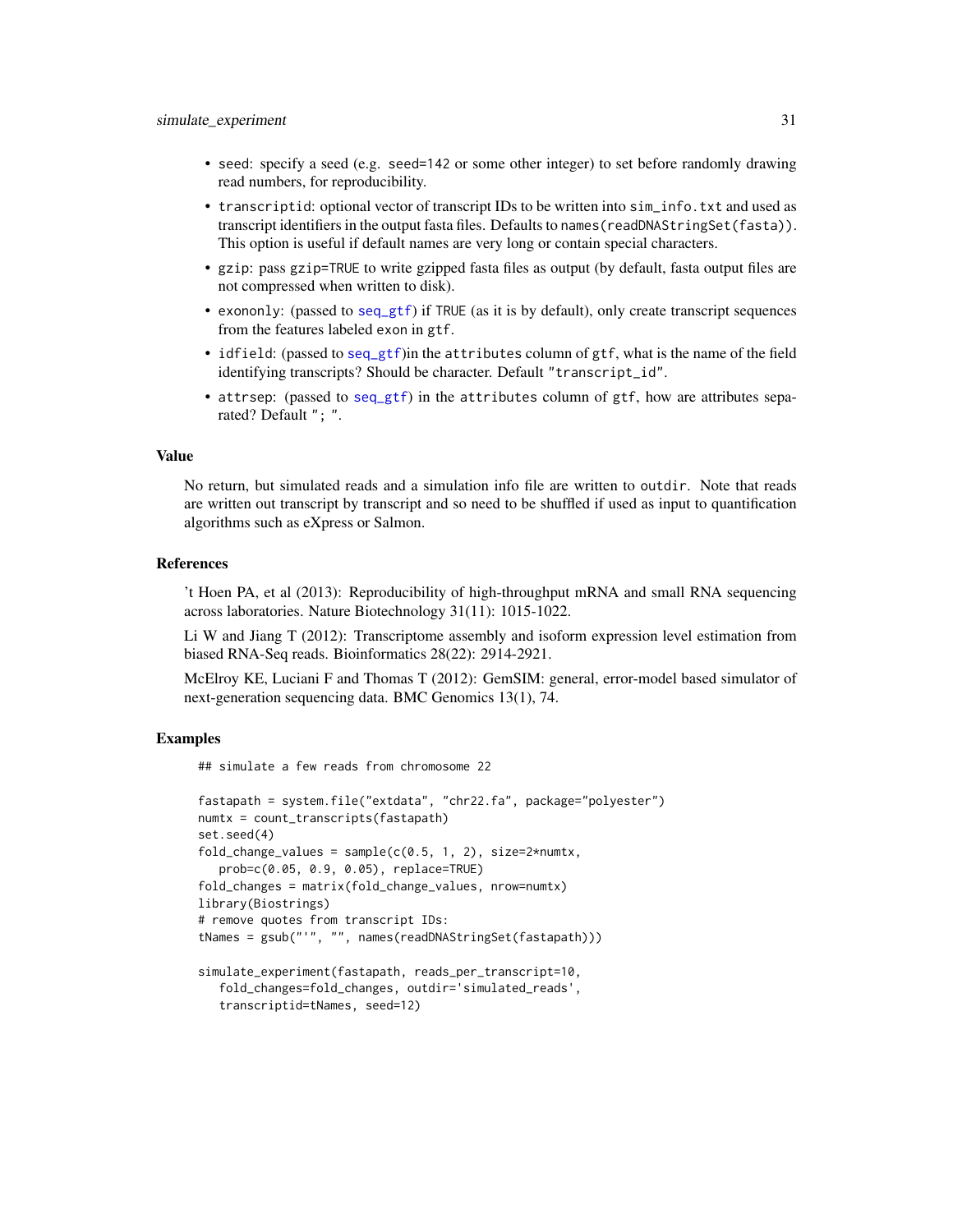- `seed`: specify a seed (e.g. `seed=142` or some other integer) to set before randomly drawing read numbers, for reproducibility.
- `transcriptid`: optional vector of transcript IDs to be written into `sim_info.txt` and used as transcript identifiers in the output fasta files. Defaults to `names(readDNAStringSet(fasta))`. This option is useful if default names are very long or contain special characters.
- `gzip`: pass `gzip=TRUE` to write gzipped fasta files as output (by default, fasta output files are not compressed when written to disk).
- `exononly`: (passed to `seq_gtf`) if `TRUE` (as it is by default), only create transcript sequences from the features labeled `exon` in `gtf`.
- `idfield`: (passed to `seq_gtf`)in the `attributes` column of `gtf`, what is the name of the field identifying transcripts? Should be character. Default `"transcript_id"`.
- `attrsep`: (passed to `seq_gtf`) in the `attributes` column of `gtf`, how are attributes separated? Default `"; "`.

### Value

No return, but simulated reads and a simulation info file are written to `outdir`. Note that reads are written out transcript by transcript and so need to be shuffled if used as input to quantification algorithms such as eXpress or Salmon.

### References

't Hoen PA, et al (2013): Reproducibility of high-throughput mRNA and small RNA sequencing across laboratories. Nature Biotechnology 31(11): 1015-1022.

Li W and Jiang T (2012): Transcriptome assembly and isoform expression level estimation from biased RNA-Seq reads. Bioinformatics 28(22): 2914-2921.

McElroy KE, Luciani F and Thomas T (2012): GemSIM: general, error-model based simulator of next-generation sequencing data. BMC Genomics 13(1), 74.

### Examples

```
## simulate a few reads from chromosome 22

fastapath = system.file("extdata", "chr22.fa", package="polyester")
numtx = count_transcripts(fastapath)
set.seed(4)
fold_change_values = sample(c(0.5, 1, 2), size=2*numtx,
   prob=c(0.05, 0.9, 0.05), replace=TRUE)
fold_changes = matrix(fold_change_values, nrow=numtx)
library(Biostrings)
# remove quotes from transcript IDs:
tNames = gsub("'", "", names(readDNAStringSet(fastapath)))

simulate_experiment(fastapath, reads_per_transcript=10,
   fold_changes=fold_changes, outdir='simulated_reads',
   transcriptid=tNames, seed=12)
```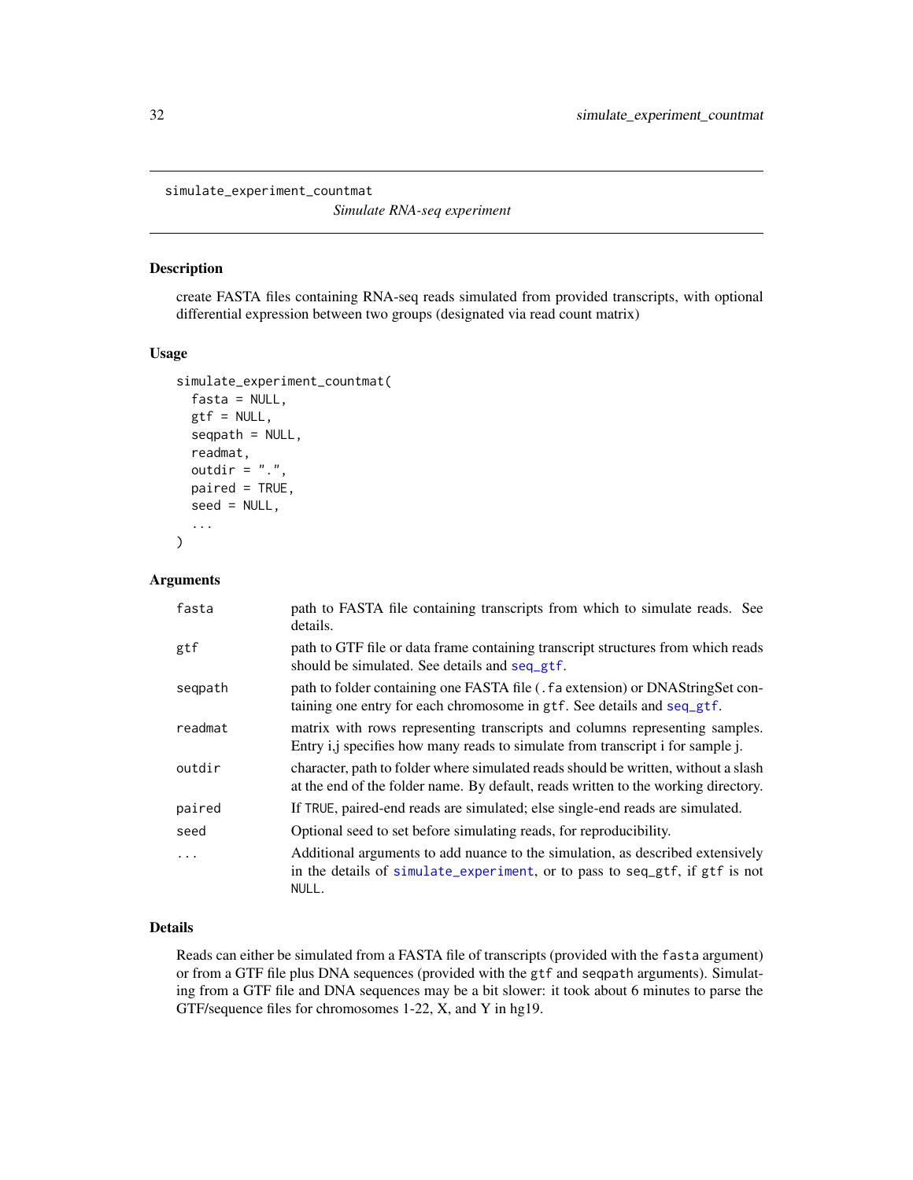`simulate_experiment_countmat` *Simulate RNA-seq experiment*

## Description

create FASTA files containing RNA-seq reads simulated from provided transcripts, with optional differential expression between two groups (designated via read count matrix)

## Usage

```
simulate_experiment_countmat(
  fasta = NULL,
  gtf = NULL,
  seqpath = NULL,
  readmat,
  outdir = ".",
  paired = TRUE,
  seed = NULL,
  ...
)
```

## Arguments

| | |
|---|---|
| `fasta` | path to FASTA file containing transcripts from which to simulate reads. See details. |
| `gtf` | path to GTF file or data frame containing transcript structures from which reads should be simulated. See details and `seq_gtf`. |
| `seqpath` | path to folder containing one FASTA file (`.fa` extension) or DNAStringSet containing one entry for each chromosome in `gtf`. See details and `seq_gtf`. |
| `readmat` | matrix with rows representing transcripts and columns representing samples. Entry i,j specifies how many reads to simulate from transcript i for sample j. |
| `outdir` | character, path to folder where simulated reads should be written, without a slash at the end of the folder name. By default, reads written to the working directory. |
| `paired` | If `TRUE`, paired-end reads are simulated; else single-end reads are simulated. |
| `seed` | Optional seed to set before simulating reads, for reproducibility. |
| `...` | Additional arguments to add nuance to the simulation, as described extensively in the details of `simulate_experiment`, or to pass to seq_gtf, if `gtf` is not `NULL`. |

## Details

Reads can either be simulated from a FASTA file of transcripts (provided with the `fasta` argument) or from a GTF file plus DNA sequences (provided with the `gtf` and `seqpath` arguments). Simulating from a GTF file and DNA sequences may be a bit slower: it took about 6 minutes to parse the GTF/sequence files for chromosomes 1-22, X, and Y in hg19.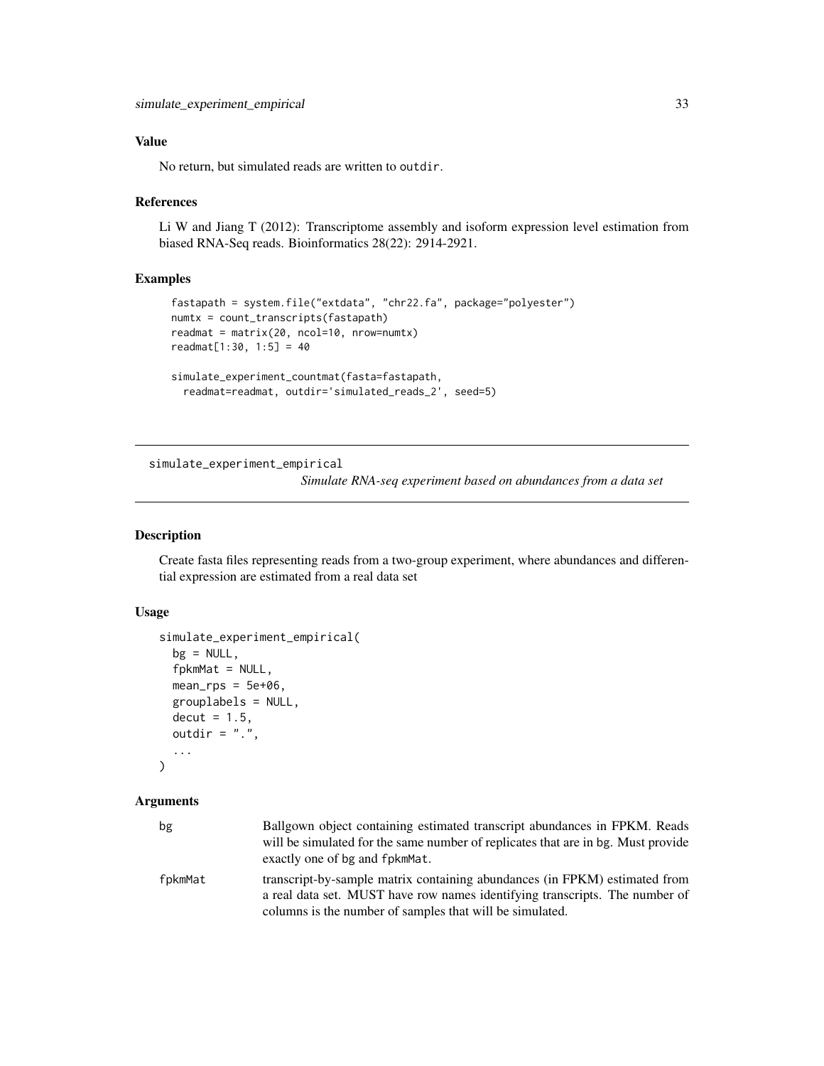## Value

No return, but simulated reads are written to outdir.

## References

Li W and Jiang T (2012): Transcriptome assembly and isoform expression level estimation from biased RNA-Seq reads. Bioinformatics 28(22): 2914-2921.

## Examples

```
fastapath = system.file("extdata", "chr22.fa", package="polyester")
numtx = count_transcripts(fastapath)
readmat = matrix(20, ncol=10, nrow=numtx)
readmat[1:30, 1:5] = 40

simulate_experiment_countmat(fasta=fastapath,
  readmat=readmat, outdir='simulated_reads_2', seed=5)
```

---

# simulate_experiment_empirical

*Simulate RNA-seq experiment based on abundances from a data set*

---

## Description

Create fasta files representing reads from a two-group experiment, where abundances and differential expression are estimated from a real data set

## Usage

```
simulate_experiment_empirical(
  bg = NULL,
  fpkmMat = NULL,
  mean_rps = 5e+06,
  grouplabels = NULL,
  decut = 1.5,
  outdir = ".",
  ...
)
```

## Arguments

| | |
|---|---|
| bg | Ballgown object containing estimated transcript abundances in FPKM. Reads will be simulated for the same number of replicates that are in bg. Must provide exactly one of bg and fpkmMat. |
| fpkmMat | transcript-by-sample matrix containing abundances (in FPKM) estimated from a real data set. MUST have row names identifying transcripts. The number of columns is the number of samples that will be simulated. |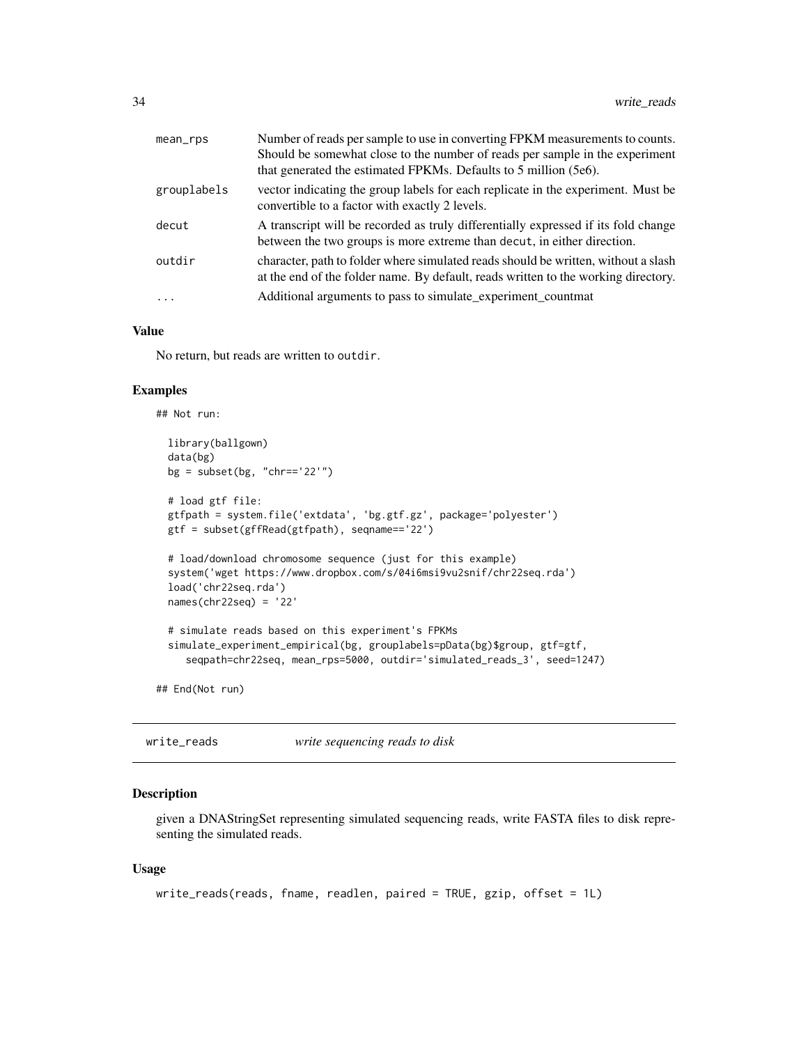| | |
|---|---|
| mean_rps | Number of reads per sample to use in converting FPKM measurements to counts. Should be somewhat close to the number of reads per sample in the experiment that generated the estimated FPKMs. Defaults to 5 million (5e6). |
| grouplabels | vector indicating the group labels for each replicate in the experiment. Must be convertible to a factor with exactly 2 levels. |
| decut | A transcript will be recorded as truly differentially expressed if its fold change between the two groups is more extreme than decut, in either direction. |
| outdir | character, path to folder where simulated reads should be written, without a slash at the end of the folder name. By default, reads written to the working directory. |
| ... | Additional arguments to pass to simulate_experiment_countmat |

### Value

No return, but reads are written to outdir.

### Examples

```
## Not run:

  library(ballgown)
  data(bg)
  bg = subset(bg, "chr=='22'")

  # load gtf file:
  gtfpath = system.file('extdata', 'bg.gtf.gz', package='polyester')
  gtf = subset(gffRead(gtfpath), seqname=='22')

  # load/download chromosome sequence (just for this example)
  system('wget https://www.dropbox.com/s/04i6msi9vu2snif/chr22seq.rda')
  load('chr22seq.rda')
  names(chr22seq) = '22'

  # simulate reads based on this experiment's FPKMs
  simulate_experiment_empirical(bg, grouplabels=pData(bg)$group, gtf=gtf,
     seqpath=chr22seq, mean_rps=5000, outdir='simulated_reads_3', seed=1247)

## End(Not run)
```

---

## write_reads *write sequencing reads to disk*

### Description

given a DNAStringSet representing simulated sequencing reads, write FASTA files to disk representing the simulated reads.

### Usage

```
write_reads(reads, fname, readlen, paired = TRUE, gzip, offset = 1L)
```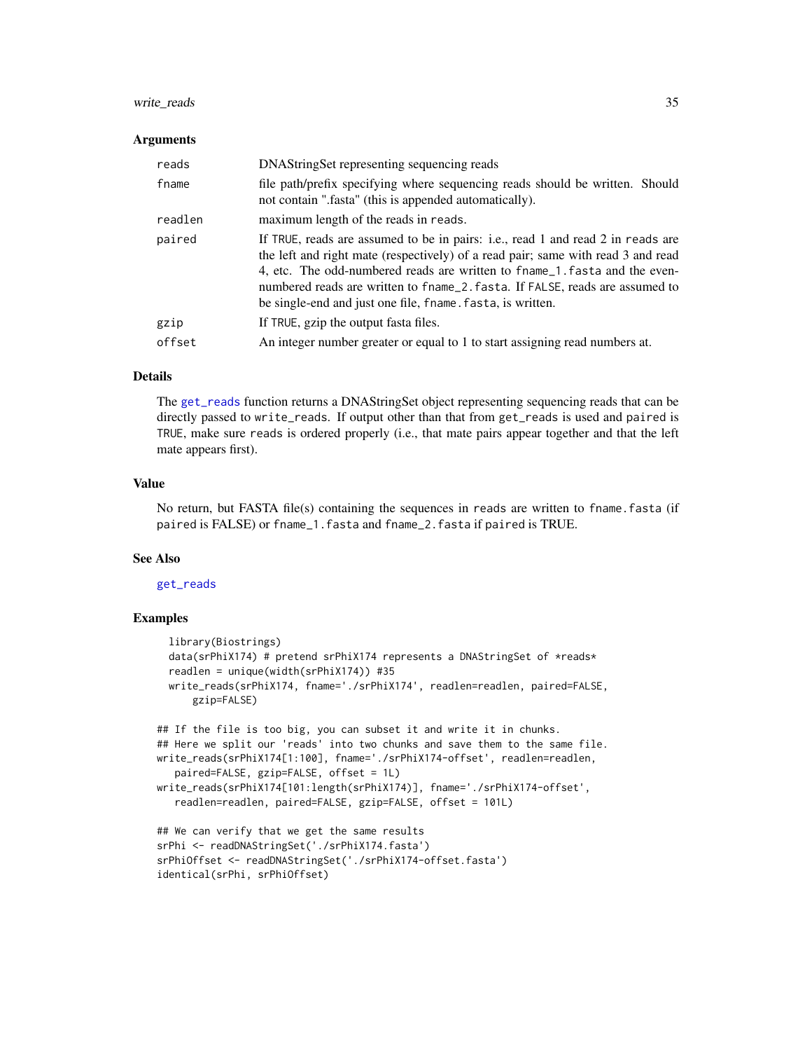## Arguments

| | |
|---|---|
| `reads` | DNAStringSet representing sequencing reads |
| `fname` | file path/prefix specifying where sequencing reads should be written. Should not contain ".fasta" (this is appended automatically). |
| `readlen` | maximum length of the reads in `reads`. |
| `paired` | If `TRUE`, reads are assumed to be in pairs: i.e., read 1 and read 2 in `reads` are the left and right mate (respectively) of a read pair; same with read 3 and read 4, etc. The odd-numbered reads are written to `fname_1.fasta` and the even-numbered reads are written to `fname_2.fasta`. If `FALSE`, reads are assumed to be single-end and just one file, `fname.fasta`, is written. |
| `gzip` | If `TRUE`, gzip the output fasta files. |
| `offset` | An integer number greater or equal to 1 to start assigning read numbers at. |

## Details

The `get_reads` function returns a DNAStringSet object representing sequencing reads that can be directly passed to `write_reads`. If output other than that from `get_reads` is used and `paired` is `TRUE`, make sure `reads` is ordered properly (i.e., that mate pairs appear together and that the left mate appears first).

## Value

No return, but FASTA file(s) containing the sequences in `reads` are written to `fname.fasta` (if `paired` is FALSE) or `fname_1.fasta` and `fname_2.fasta` if `paired` is TRUE.

## See Also

`get_reads`

## Examples

```
  library(Biostrings)
  data(srPhiX174) # pretend srPhiX174 represents a DNAStringSet of *reads*
  readlen = unique(width(srPhiX174)) #35
  write_reads(srPhiX174, fname='./srPhiX174', readlen=readlen, paired=FALSE,
      gzip=FALSE)

## If the file is too big, you can subset it and write it in chunks.
## Here we split our 'reads' into two chunks and save them to the same file.
write_reads(srPhiX174[1:100], fname='./srPhiX174-offset', readlen=readlen,
   paired=FALSE, gzip=FALSE, offset = 1L)
write_reads(srPhiX174[101:length(srPhiX174)], fname='./srPhiX174-offset',
   readlen=readlen, paired=FALSE, gzip=FALSE, offset = 101L)

## We can verify that we get the same results
srPhi <- readDNAStringSet('./srPhiX174.fasta')
srPhiOffset <- readDNAStringSet('./srPhiX174-offset.fasta')
identical(srPhi, srPhiOffset)
```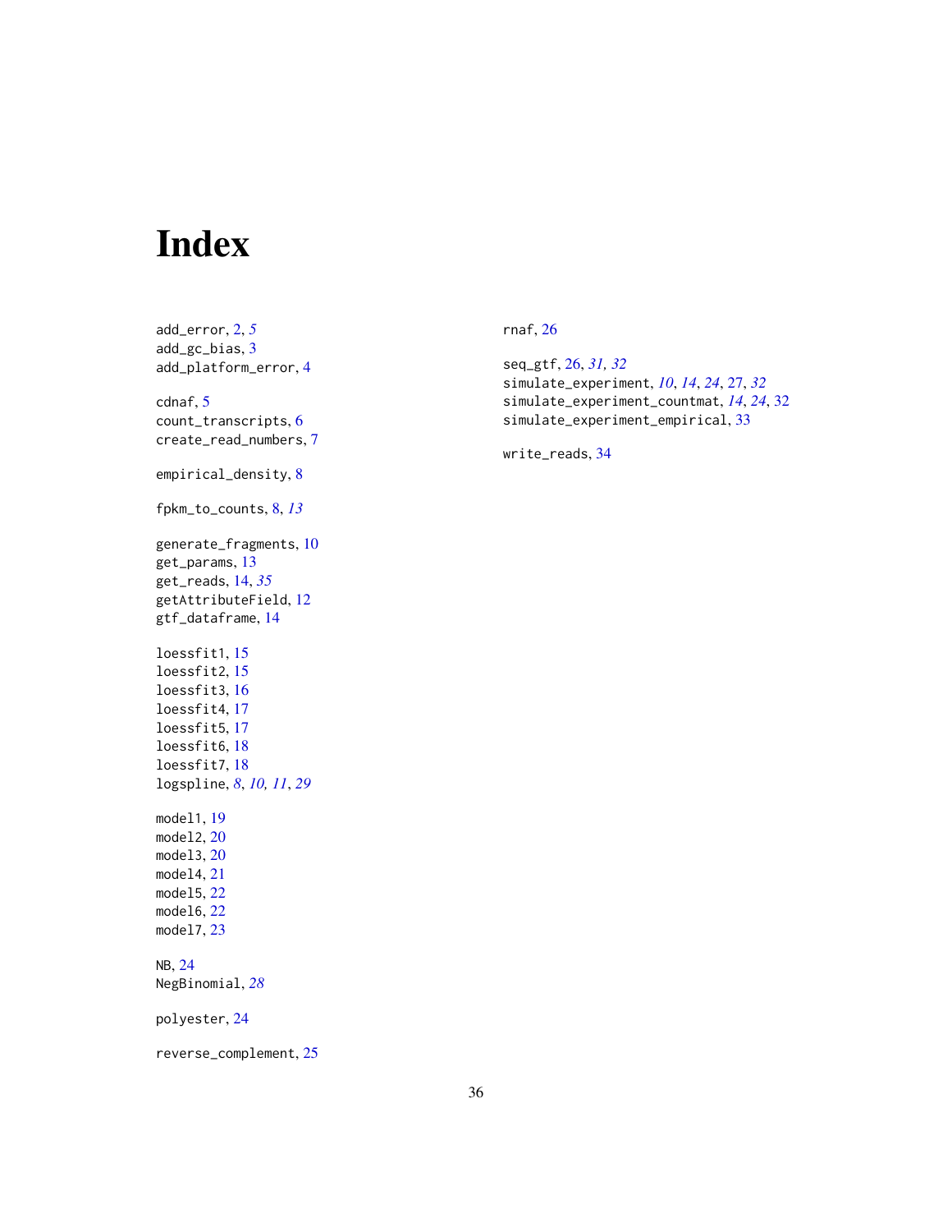# Index

add_error, 2, *5*
add_gc_bias, 3
add_platform_error, 4

cdnaf, 5
count_transcripts, 6
create_read_numbers, 7

empirical_density, 8

fpkm_to_counts, 8, *13*

generate_fragments, 10
get_params, 13
get_reads, 14, *35*
getAttributeField, 12
gtf_dataframe, 14

loessfit1, 15
loessfit2, 15
loessfit3, 16
loessfit4, 17
loessfit5, 17
loessfit6, 18
loessfit7, 18
logspline, *8*, *10, 11*, *29*

model1, 19
model2, 20
model3, 20
model4, 21
model5, 22
model6, 22
model7, 23

NB, 24
NegBinomial, *28*

polyester, 24

reverse_complement, 25

rnaf, 26

seq_gtf, 26, *31, 32*
simulate_experiment, *10*, *14*, *24*, 27, *32*
simulate_experiment_countmat, *14*, *24*, 32
simulate_experiment_empirical, 33

write_reads, 34